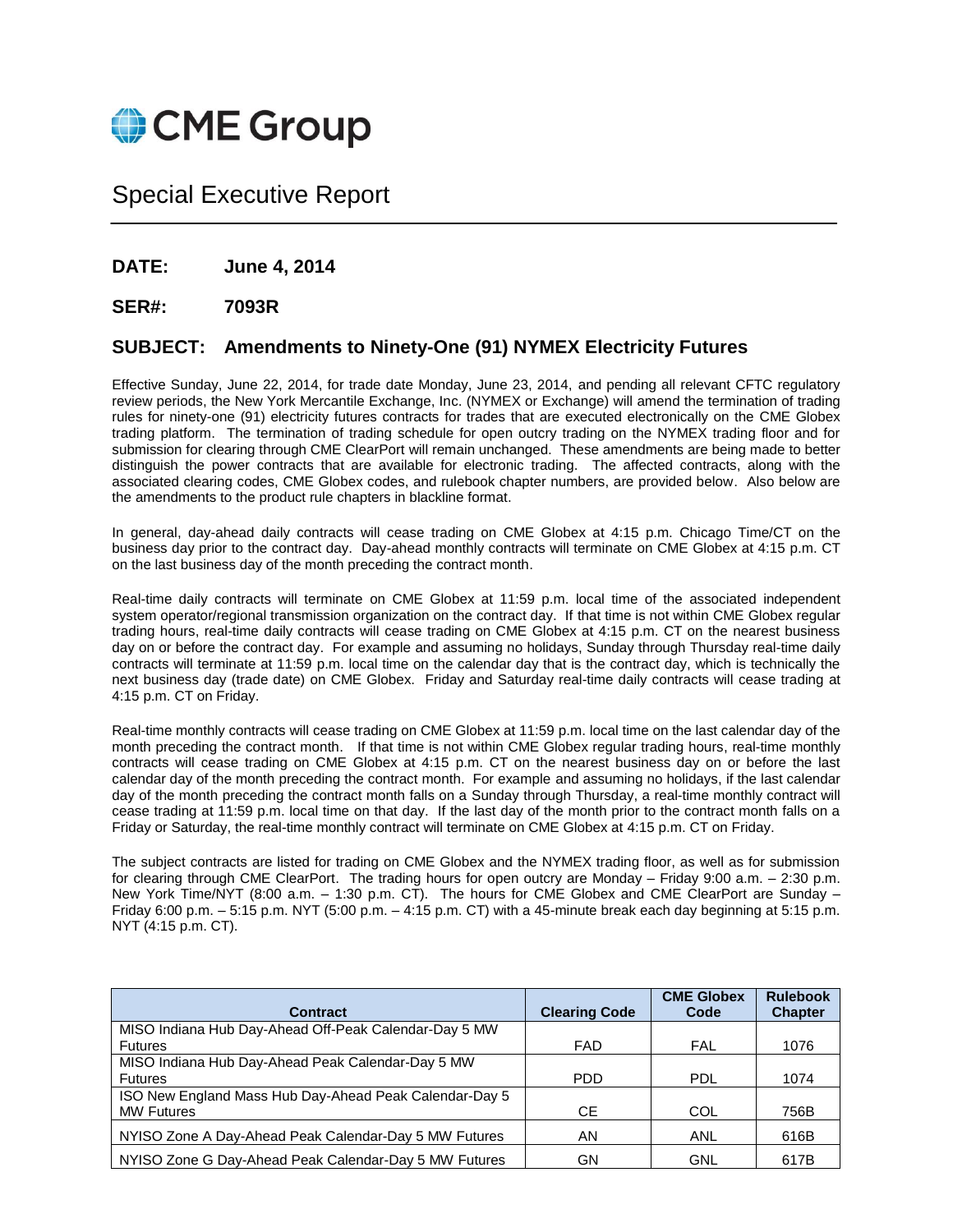CME Group

# Special Executive Report

**DATE:** **June 4, 2014**

**SER#:** **7093R**

## SUBJECT: Amendments to Ninety-One (91) NYMEX Electricity Futures

Effective Sunday, June 22, 2014, for trade date Monday, June 23, 2014, and pending all relevant CFTC regulatory review periods, the New York Mercantile Exchange, Inc. (NYMEX or Exchange) will amend the termination of trading rules for ninety-one (91) electricity futures contracts for trades that are executed electronically on the CME Globex trading platform. The termination of trading schedule for open outcry trading on the NYMEX trading floor and for submission for clearing through CME ClearPort will remain unchanged. These amendments are being made to better distinguish the power contracts that are available for electronic trading. The affected contracts, along with the associated clearing codes, CME Globex codes, and rulebook chapter numbers, are provided below. Also below are the amendments to the product rule chapters in blackline format.

In general, day-ahead daily contracts will cease trading on CME Globex at 4:15 p.m. Chicago Time/CT on the business day prior to the contract day. Day-ahead monthly contracts will terminate on CME Globex at 4:15 p.m. CT on the last business day of the month preceding the contract month.

Real-time daily contracts will terminate on CME Globex at 11:59 p.m. local time of the associated independent system operator/regional transmission organization on the contract day. If that time is not within CME Globex regular trading hours, real-time daily contracts will cease trading on CME Globex at 4:15 p.m. CT on the nearest business day on or before the contract day. For example and assuming no holidays, Sunday through Thursday real-time daily contracts will terminate at 11:59 p.m. local time on the calendar day that is the contract day, which is technically the next business day (trade date) on CME Globex. Friday and Saturday real-time daily contracts will cease trading at 4:15 p.m. CT on Friday.

Real-time monthly contracts will cease trading on CME Globex at 11:59 p.m. local time on the last calendar day of the month preceding the contract month. If that time is not within CME Globex regular trading hours, real-time monthly contracts will cease trading on CME Globex at 4:15 p.m. CT on the nearest business day on or before the last calendar day of the month preceding the contract month. For example and assuming no holidays, if the last calendar day of the month preceding the contract month falls on a Sunday through Thursday, a real-time monthly contract will cease trading at 11:59 p.m. local time on that day. If the last day of the month prior to the contract month falls on a Friday or Saturday, the real-time monthly contract will terminate on CME Globex at 4:15 p.m. CT on Friday.

The subject contracts are listed for trading on CME Globex and the NYMEX trading floor, as well as for submission for clearing through CME ClearPort. The trading hours for open outcry are Monday – Friday 9:00 a.m. – 2:30 p.m. New York Time/NYT (8:00 a.m. – 1:30 p.m. CT). The hours for CME Globex and CME ClearPort are Sunday – Friday 6:00 p.m. – 5:15 p.m. NYT (5:00 p.m. – 4:15 p.m. CT) with a 45-minute break each day beginning at 5:15 p.m. NYT (4:15 p.m. CT).

| Contract | Clearing Code | CME Globex Code | Rulebook Chapter |
|---|---|---|---|
| MISO Indiana Hub Day-Ahead Off-Peak Calendar-Day 5 MW Futures | FAD | FAL | 1076 |
| MISO Indiana Hub Day-Ahead Peak Calendar-Day 5 MW Futures | PDD | PDL | 1074 |
| ISO New England Mass Hub Day-Ahead Peak Calendar-Day 5 MW Futures | CE | COL | 756B |
| NYISO Zone A Day-Ahead Peak Calendar-Day 5 MW Futures | AN | ANL | 616B |
| NYISO Zone G Day-Ahead Peak Calendar-Day 5 MW Futures | GN | GNL | 617B |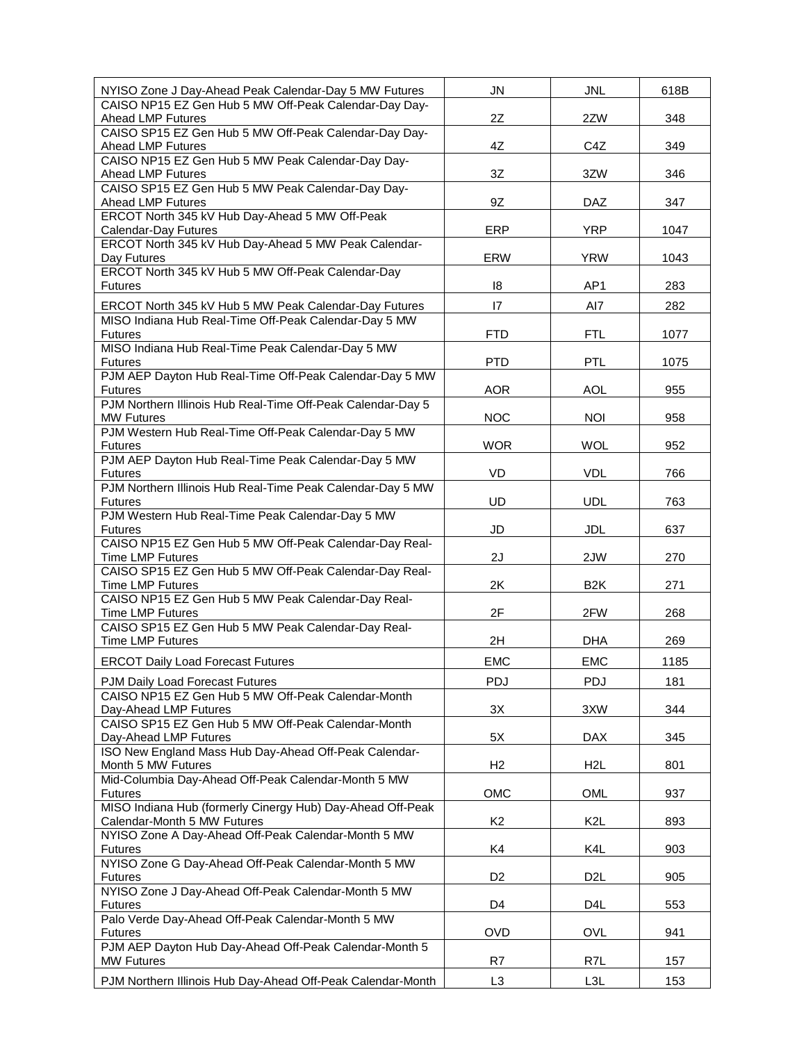| | | | |
|---|---|---|---|
| NYISO Zone J Day-Ahead Peak Calendar-Day 5 MW Futures | JN | JNL | 618B |
| CAISO NP15 EZ Gen Hub 5 MW Off-Peak Calendar-Day Day-Ahead LMP Futures | 2Z | 2ZW | 348 |
| CAISO SP15 EZ Gen Hub 5 MW Off-Peak Calendar-Day Day-Ahead LMP Futures | 4Z | C4Z | 349 |
| CAISO NP15 EZ Gen Hub 5 MW Peak Calendar-Day Day-Ahead LMP Futures | 3Z | 3ZW | 346 |
| CAISO SP15 EZ Gen Hub 5 MW Peak Calendar-Day Day-Ahead LMP Futures | 9Z | DAZ | 347 |
| ERCOT North 345 kV Hub Day-Ahead 5 MW Off-Peak Calendar-Day Futures | ERP | YRP | 1047 |
| ERCOT North 345 kV Hub Day-Ahead 5 MW Peak Calendar-Day Futures | ERW | YRW | 1043 |
| ERCOT North 345 kV Hub 5 MW Off-Peak Calendar-Day Futures | I8 | AP1 | 283 |
| ERCOT North 345 kV Hub 5 MW Peak Calendar-Day Futures | I7 | AI7 | 282 |
| MISO Indiana Hub Real-Time Off-Peak Calendar-Day 5 MW Futures | FTD | FTL | 1077 |
| MISO Indiana Hub Real-Time Peak Calendar-Day 5 MW Futures | PTD | PTL | 1075 |
| PJM AEP Dayton Hub Real-Time Off-Peak Calendar-Day 5 MW Futures | AOR | AOL | 955 |
| PJM Northern Illinois Hub Real-Time Off-Peak Calendar-Day 5 MW Futures | NOC | NOI | 958 |
| PJM Western Hub Real-Time Off-Peak Calendar-Day 5 MW Futures | WOR | WOL | 952 |
| PJM AEP Dayton Hub Real-Time Peak Calendar-Day 5 MW Futures | VD | VDL | 766 |
| PJM Northern Illinois Hub Real-Time Peak Calendar-Day 5 MW Futures | UD | UDL | 763 |
| PJM Western Hub Real-Time Peak Calendar-Day 5 MW Futures | JD | JDL | 637 |
| CAISO NP15 EZ Gen Hub 5 MW Off-Peak Calendar-Day Real-Time LMP Futures | 2J | 2JW | 270 |
| CAISO SP15 EZ Gen Hub 5 MW Off-Peak Calendar-Day Real-Time LMP Futures | 2K | B2K | 271 |
| CAISO NP15 EZ Gen Hub 5 MW Peak Calendar-Day Real-Time LMP Futures | 2F | 2FW | 268 |
| CAISO SP15 EZ Gen Hub 5 MW Peak Calendar-Day Real-Time LMP Futures | 2H | DHA | 269 |
| ERCOT Daily Load Forecast Futures | EMC | EMC | 1185 |
| PJM Daily Load Forecast Futures | PDJ | PDJ | 181 |
| CAISO NP15 EZ Gen Hub 5 MW Off-Peak Calendar-Month Day-Ahead LMP Futures | 3X | 3XW | 344 |
| CAISO SP15 EZ Gen Hub 5 MW Off-Peak Calendar-Month Day-Ahead LMP Futures | 5X | DAX | 345 |
| ISO New England Mass Hub Day-Ahead Off-Peak Calendar-Month 5 MW Futures | H2 | H2L | 801 |
| Mid-Columbia Day-Ahead Off-Peak Calendar-Month 5 MW Futures | OMC | OML | 937 |
| MISO Indiana Hub (formerly Cinergy Hub) Day-Ahead Off-Peak Calendar-Month 5 MW Futures | K2 | K2L | 893 |
| NYISO Zone A Day-Ahead Off-Peak Calendar-Month 5 MW Futures | K4 | K4L | 903 |
| NYISO Zone G Day-Ahead Off-Peak Calendar-Month 5 MW Futures | D2 | D2L | 905 |
| NYISO Zone J Day-Ahead Off-Peak Calendar-Month 5 MW Futures | D4 | D4L | 553 |
| Palo Verde Day-Ahead Off-Peak Calendar-Month 5 MW Futures | OVD | OVL | 941 |
| PJM AEP Dayton Hub Day-Ahead Off-Peak Calendar-Month 5 MW Futures | R7 | R7L | 157 |
| PJM Northern Illinois Hub Day-Ahead Off-Peak Calendar-Month | L3 | L3L | 153 |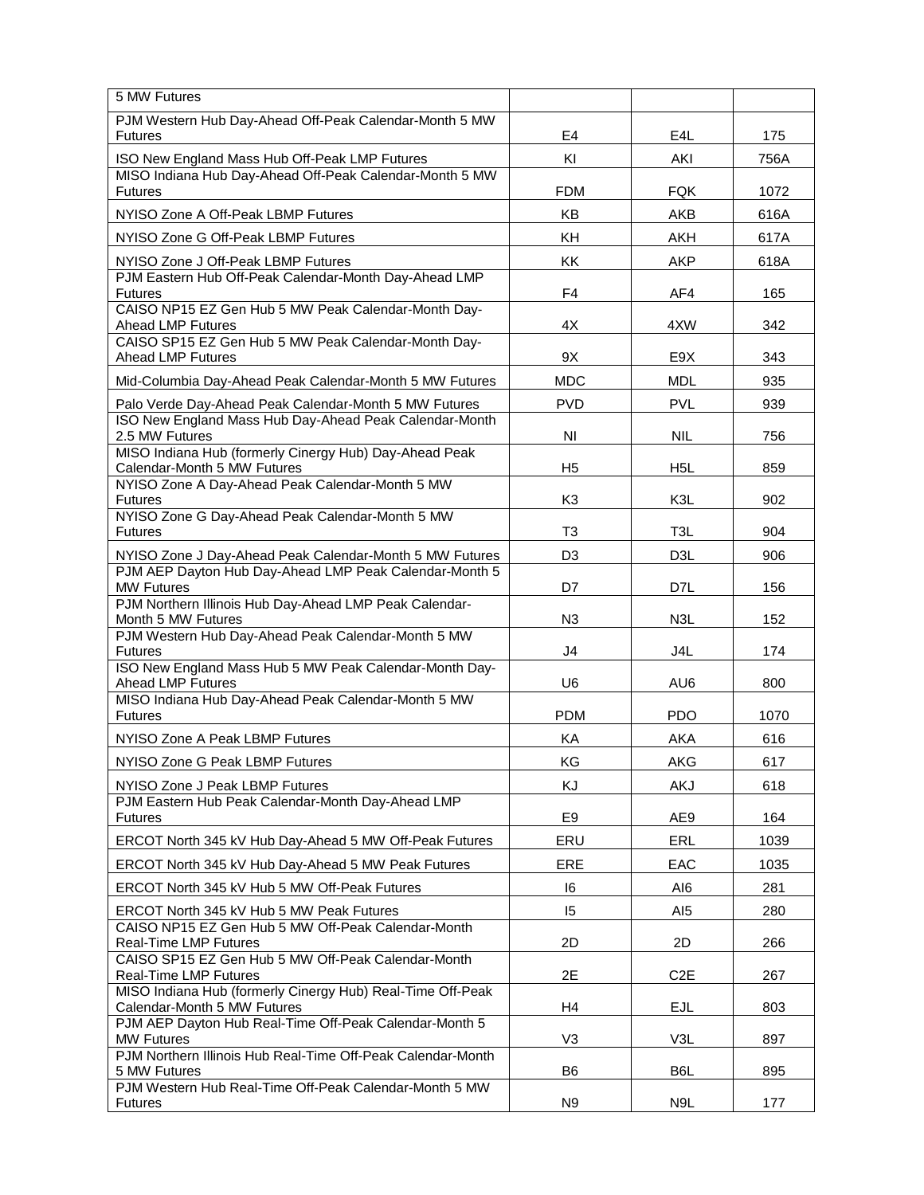| | | | |
|---|---|---|---|
| 5 MW Futures | | | |
| PJM Western Hub Day-Ahead Off-Peak Calendar-Month 5 MW Futures | E4 | E4L | 175 |
| ISO New England Mass Hub Off-Peak LMP Futures | KI | AKI | 756A |
| MISO Indiana Hub Day-Ahead Off-Peak Calendar-Month 5 MW Futures | FDM | FQK | 1072 |
| NYISO Zone A Off-Peak LBMP Futures | KB | AKB | 616A |
| NYISO Zone G Off-Peak LBMP Futures | KH | AKH | 617A |
| NYISO Zone J Off-Peak LBMP Futures | KK | AKP | 618A |
| PJM Eastern Hub Off-Peak Calendar-Month Day-Ahead LMP Futures | F4 | AF4 | 165 |
| CAISO NP15 EZ Gen Hub 5 MW Peak Calendar-Month Day-Ahead LMP Futures | 4X | 4XW | 342 |
| CAISO SP15 EZ Gen Hub 5 MW Peak Calendar-Month Day-Ahead LMP Futures | 9X | E9X | 343 |
| Mid-Columbia Day-Ahead Peak Calendar-Month 5 MW Futures | MDC | MDL | 935 |
| Palo Verde Day-Ahead Peak Calendar-Month 5 MW Futures | PVD | PVL | 939 |
| ISO New England Mass Hub Day-Ahead Peak Calendar-Month 2.5 MW Futures | NI | NIL | 756 |
| MISO Indiana Hub (formerly Cinergy Hub) Day-Ahead Peak Calendar-Month 5 MW Futures | H5 | H5L | 859 |
| NYISO Zone A Day-Ahead Peak Calendar-Month 5 MW Futures | K3 | K3L | 902 |
| NYISO Zone G Day-Ahead Peak Calendar-Month 5 MW Futures | T3 | T3L | 904 |
| NYISO Zone J Day-Ahead Peak Calendar-Month 5 MW Futures | D3 | D3L | 906 |
| PJM AEP Dayton Hub Day-Ahead LMP Peak Calendar-Month 5 MW Futures | D7 | D7L | 156 |
| PJM Northern Illinois Hub Day-Ahead LMP Peak Calendar-Month 5 MW Futures | N3 | N3L | 152 |
| PJM Western Hub Day-Ahead Peak Calendar-Month 5 MW Futures | J4 | J4L | 174 |
| ISO New England Mass Hub 5 MW Peak Calendar-Month Day-Ahead LMP Futures | U6 | AU6 | 800 |
| MISO Indiana Hub Day-Ahead Peak Calendar-Month 5 MW Futures | PDM | PDO | 1070 |
| NYISO Zone A Peak LBMP Futures | KA | AKA | 616 |
| NYISO Zone G Peak LBMP Futures | KG | AKG | 617 |
| NYISO Zone J Peak LBMP Futures | KJ | AKJ | 618 |
| PJM Eastern Hub Peak Calendar-Month Day-Ahead LMP Futures | E9 | AE9 | 164 |
| ERCOT North 345 kV Hub Day-Ahead 5 MW Off-Peak Futures | ERU | ERL | 1039 |
| ERCOT North 345 kV Hub Day-Ahead 5 MW Peak Futures | ERE | EAC | 1035 |
| ERCOT North 345 kV Hub 5 MW Off-Peak Futures | I6 | AI6 | 281 |
| ERCOT North 345 kV Hub 5 MW Peak Futures | I5 | AI5 | 280 |
| CAISO NP15 EZ Gen Hub 5 MW Off-Peak Calendar-Month Real-Time LMP Futures | 2D | 2D | 266 |
| CAISO SP15 EZ Gen Hub 5 MW Off-Peak Calendar-Month Real-Time LMP Futures | 2E | C2E | 267 |
| MISO Indiana Hub (formerly Cinergy Hub) Real-Time Off-Peak Calendar-Month 5 MW Futures | H4 | EJL | 803 |
| PJM AEP Dayton Hub Real-Time Off-Peak Calendar-Month 5 MW Futures | V3 | V3L | 897 |
| PJM Northern Illinois Hub Real-Time Off-Peak Calendar-Month 5 MW Futures | B6 | B6L | 895 |
| PJM Western Hub Real-Time Off-Peak Calendar-Month 5 MW Futures | N9 | N9L | 177 |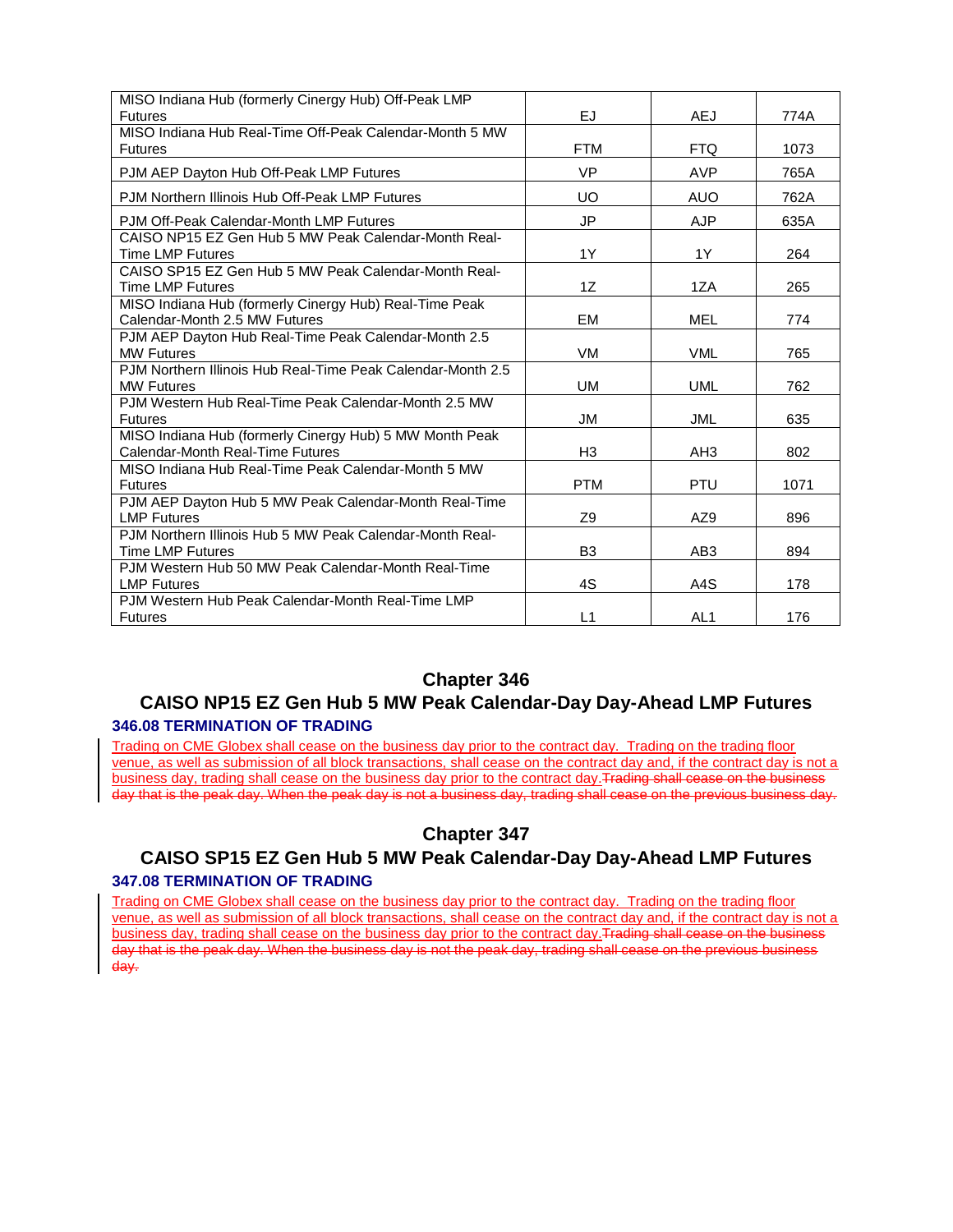| MISO Indiana Hub (formerly Cinergy Hub) Off-Peak LMP Futures | EJ | AEJ | 774A |
|---|---|---|---|
| MISO Indiana Hub Real-Time Off-Peak Calendar-Month 5 MW Futures | FTM | FTQ | 1073 |
| PJM AEP Dayton Hub Off-Peak LMP Futures | VP | AVP | 765A |
| PJM Northern Illinois Hub Off-Peak LMP Futures | UO | AUO | 762A |
| PJM Off-Peak Calendar-Month LMP Futures | JP | AJP | 635A |
| CAISO NP15 EZ Gen Hub 5 MW Peak Calendar-Month Real-Time LMP Futures | 1Y | 1Y | 264 |
| CAISO SP15 EZ Gen Hub 5 MW Peak Calendar-Month Real-Time LMP Futures | 1Z | 1ZA | 265 |
| MISO Indiana Hub (formerly Cinergy Hub) Real-Time Peak Calendar-Month 2.5 MW Futures | EM | MEL | 774 |
| PJM AEP Dayton Hub Real-Time Peak Calendar-Month 2.5 MW Futures | VM | VML | 765 |
| PJM Northern Illinois Hub Real-Time Peak Calendar-Month 2.5 MW Futures | UM | UML | 762 |
| PJM Western Hub Real-Time Peak Calendar-Month 2.5 MW Futures | JM | JML | 635 |
| MISO Indiana Hub (formerly Cinergy Hub) 5 MW Month Peak Calendar-Month Real-Time Futures | H3 | AH3 | 802 |
| MISO Indiana Hub Real-Time Peak Calendar-Month 5 MW Futures | PTM | PTU | 1071 |
| PJM AEP Dayton Hub 5 MW Peak Calendar-Month Real-Time LMP Futures | Z9 | AZ9 | 896 |
| PJM Northern Illinois Hub 5 MW Peak Calendar-Month Real-Time LMP Futures | B3 | AB3 | 894 |
| PJM Western Hub 50 MW Peak Calendar-Month Real-Time LMP Futures | 4S | A4S | 178 |
| PJM Western Hub Peak Calendar-Month Real-Time LMP Futures | L1 | AL1 | 176 |

## Chapter 346
## CAISO NP15 EZ Gen Hub 5 MW Peak Calendar-Day Day-Ahead LMP Futures

### 346.08 TERMINATION OF TRADING

Trading on CME Globex shall cease on the business day prior to the contract day. Trading on the trading floor venue, as well as submission of all block transactions, shall cease on the contract day and, if the contract day is not a business day, trading shall cease on the business day prior to the contract day.~~Trading shall cease on the business day that is the peak day. When the peak day is not a business day, trading shall cease on the previous business day.~~

## Chapter 347
## CAISO SP15 EZ Gen Hub 5 MW Peak Calendar-Day Day-Ahead LMP Futures

### 347.08 TERMINATION OF TRADING

Trading on CME Globex shall cease on the business day prior to the contract day. Trading on the trading floor venue, as well as submission of all block transactions, shall cease on the contract day and, if the contract day is not a business day, trading shall cease on the business day prior to the contract day.~~Trading shall cease on the business day that is the peak day. When the business day is not the peak day, trading shall cease on the previous business day.~~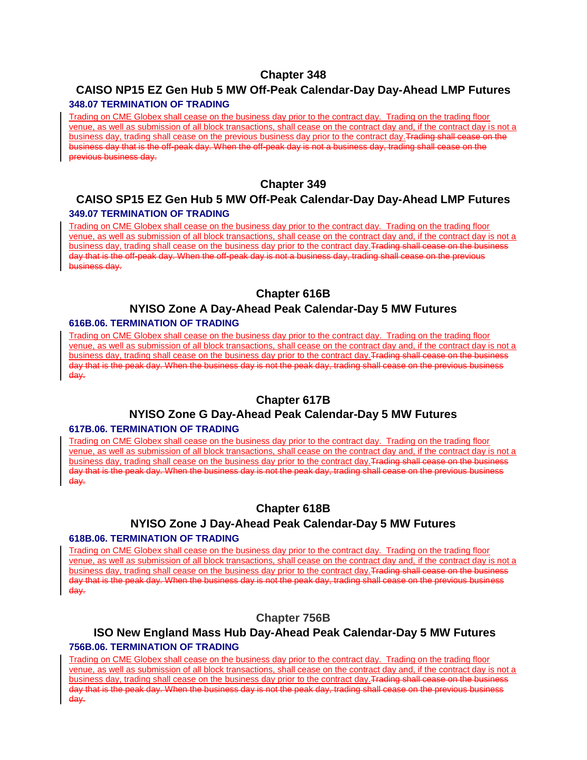# Chapter 348

## CAISO NP15 EZ Gen Hub 5 MW Off-Peak Calendar-Day Day-Ahead LMP Futures

### 348.07 TERMINATION OF TRADING

Trading on CME Globex shall cease on the business day prior to the contract day. Trading on the trading floor venue, as well as submission of all block transactions, shall cease on the contract day and, if the contract day is not a business day, trading shall cease on the previous business day prior to the contract day.~~Trading shall cease on the business day that is the off-peak day. When the off-peak day is not a business day, trading shall cease on the previous business day.~~

# Chapter 349

## CAISO SP15 EZ Gen Hub 5 MW Off-Peak Calendar-Day Day-Ahead LMP Futures

### 349.07 TERMINATION OF TRADING

Trading on CME Globex shall cease on the business day prior to the contract day. Trading on the trading floor venue, as well as submission of all block transactions, shall cease on the contract day and, if the contract day is not a business day, trading shall cease on the business day prior to the contract day.~~Trading shall cease on the business day that is the off-peak day. When the off-peak day is not a business day, trading shall cease on the previous business day.~~

# Chapter 616B

## NYISO Zone A Day-Ahead Peak Calendar-Day 5 MW Futures

### 616B.06. TERMINATION OF TRADING

Trading on CME Globex shall cease on the business day prior to the contract day. Trading on the trading floor venue, as well as submission of all block transactions, shall cease on the contract day and, if the contract day is not a business day, trading shall cease on the business day prior to the contract day.~~Trading shall cease on the business day that is the peak day. When the business day is not the peak day, trading shall cease on the previous business day.~~

# Chapter 617B

## NYISO Zone G Day-Ahead Peak Calendar-Day 5 MW Futures

### 617B.06. TERMINATION OF TRADING

Trading on CME Globex shall cease on the business day prior to the contract day. Trading on the trading floor venue, as well as submission of all block transactions, shall cease on the contract day and, if the contract day is not a business day, trading shall cease on the business day prior to the contract day.~~Trading shall cease on the business day that is the peak day. When the business day is not the peak day, trading shall cease on the previous business day.~~

# Chapter 618B

## NYISO Zone J Day-Ahead Peak Calendar-Day 5 MW Futures

### 618B.06. TERMINATION OF TRADING

Trading on CME Globex shall cease on the business day prior to the contract day. Trading on the trading floor venue, as well as submission of all block transactions, shall cease on the contract day and, if the contract day is not a business day, trading shall cease on the business day prior to the contract day.~~Trading shall cease on the business day that is the peak day. When the business day is not the peak day, trading shall cease on the previous business day.~~

# Chapter 756B

## ISO New England Mass Hub Day-Ahead Peak Calendar-Day 5 MW Futures

### 756B.06. TERMINATION OF TRADING

Trading on CME Globex shall cease on the business day prior to the contract day. Trading on the trading floor venue, as well as submission of all block transactions, shall cease on the contract day and, if the contract day is not a business day, trading shall cease on the business day prior to the contract day.~~Trading shall cease on the business day that is the peak day. When the business day is not the peak day, trading shall cease on the previous business day.~~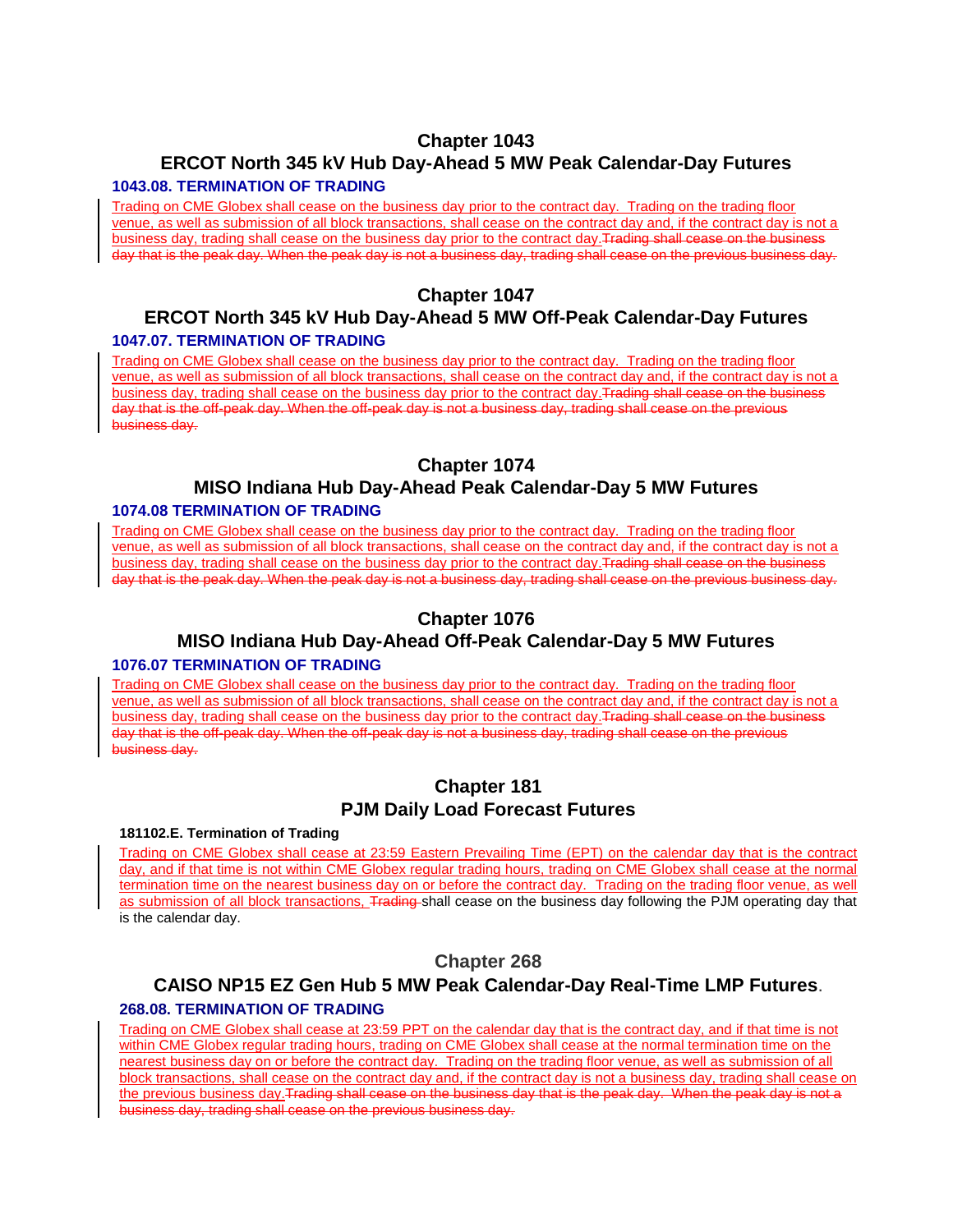## Chapter 1043
## ERCOT North 345 kV Hub Day-Ahead 5 MW Peak Calendar-Day Futures

### 1043.08. TERMINATION OF TRADING

Trading on CME Globex shall cease on the business day prior to the contract day. Trading on the trading floor venue, as well as submission of all block transactions, shall cease on the contract day and, if the contract day is not a business day, trading shall cease on the business day prior to the contract day.~~Trading shall cease on the business day that is the peak day. When the peak day is not a business day, trading shall cease on the previous business day.~~

## Chapter 1047
## ERCOT North 345 kV Hub Day-Ahead 5 MW Off-Peak Calendar-Day Futures

### 1047.07. TERMINATION OF TRADING

Trading on CME Globex shall cease on the business day prior to the contract day. Trading on the trading floor venue, as well as submission of all block transactions, shall cease on the contract day and, if the contract day is not a business day, trading shall cease on the business day prior to the contract day.~~Trading shall cease on the business day that is the off-peak day. When the off-peak day is not a business day, trading shall cease on the previous business day.~~

## Chapter 1074
## MISO Indiana Hub Day-Ahead Peak Calendar-Day 5 MW Futures

### 1074.08 TERMINATION OF TRADING

Trading on CME Globex shall cease on the business day prior to the contract day. Trading on the trading floor venue, as well as submission of all block transactions, shall cease on the contract day and, if the contract day is not a business day, trading shall cease on the business day prior to the contract day.~~Trading shall cease on the business day that is the peak day. When the peak day is not a business day, trading shall cease on the previous business day.~~

## Chapter 1076
## MISO Indiana Hub Day-Ahead Off-Peak Calendar-Day 5 MW Futures

### 1076.07 TERMINATION OF TRADING

Trading on CME Globex shall cease on the business day prior to the contract day. Trading on the trading floor venue, as well as submission of all block transactions, shall cease on the contract day and, if the contract day is not a business day, trading shall cease on the business day prior to the contract day.~~Trading shall cease on the business day that is the off-peak day. When the off-peak day is not a business day, trading shall cease on the previous business day.~~

## Chapter 181
## PJM Daily Load Forecast Futures

#### 181102.E. Termination of Trading

Trading on CME Globex shall cease at 23:59 Eastern Prevailing Time (EPT) on the calendar day that is the contract day, and if that time is not within CME Globex regular trading hours, trading on CME Globex shall cease at the normal termination time on the nearest business day on or before the contract day. Trading on the trading floor venue, as well as submission of all block transactions, ~~Trading~~ shall cease on the business day following the PJM operating day that is the calendar day.

## Chapter 268
## CAISO NP15 EZ Gen Hub 5 MW Peak Calendar-Day Real-Time LMP Futures.

### 268.08. TERMINATION OF TRADING

Trading on CME Globex shall cease at 23:59 PPT on the calendar day that is the contract day, and if that time is not within CME Globex regular trading hours, trading on CME Globex shall cease at the normal termination time on the nearest business day on or before the contract day. Trading on the trading floor venue, as well as submission of all block transactions, shall cease on the contract day and, if the contract day is not a business day, trading shall cease on the previous business day.~~Trading shall cease on the business day that is the peak day. When the peak day is not a business day, trading shall cease on the previous business day.~~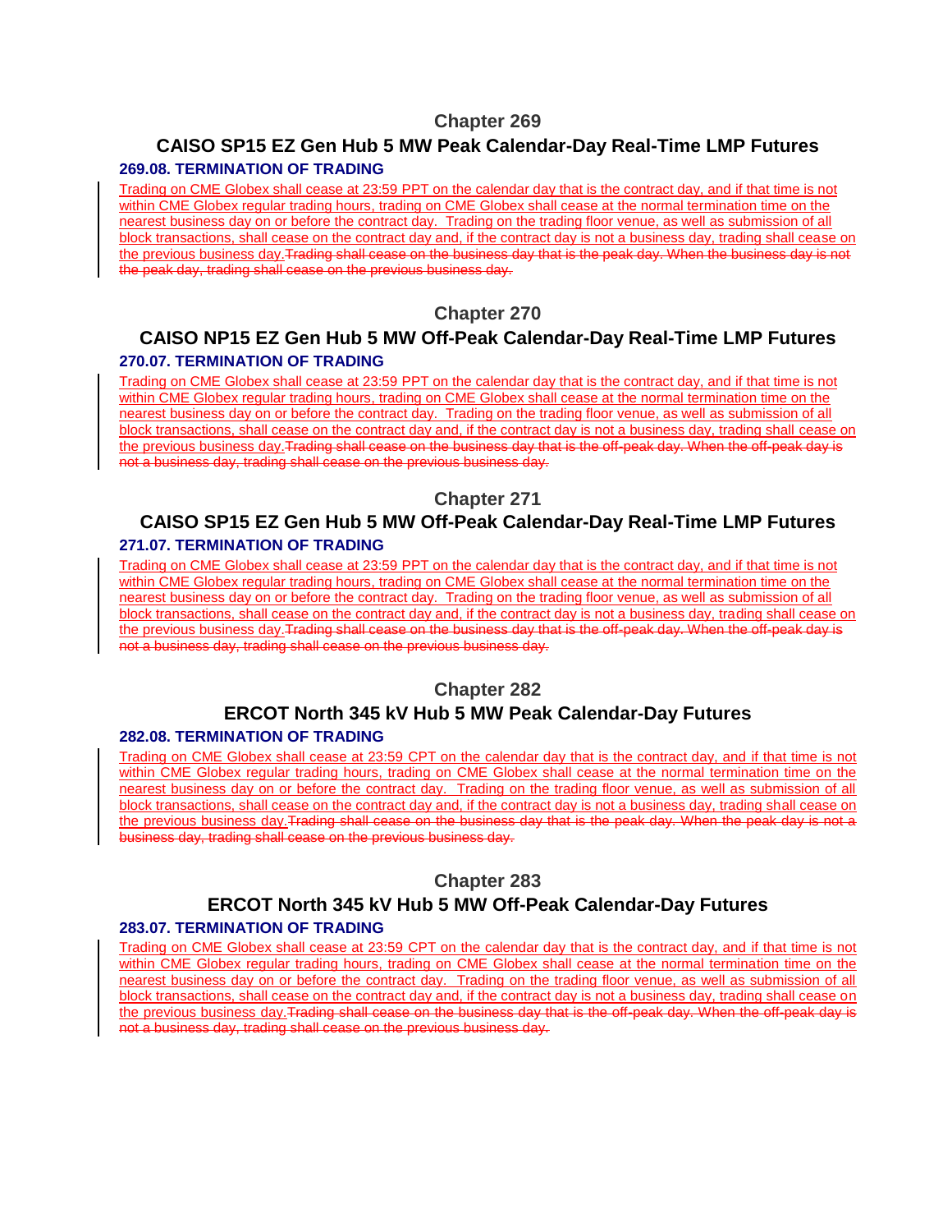## Chapter 269

## CAISO SP15 EZ Gen Hub 5 MW Peak Calendar-Day Real-Time LMP Futures

### 269.08. TERMINATION OF TRADING

Trading on CME Globex shall cease at 23:59 PPT on the calendar day that is the contract day, and if that time is not within CME Globex regular trading hours, trading on CME Globex shall cease at the normal termination time on the nearest business day on or before the contract day. Trading on the trading floor venue, as well as submission of all block transactions, shall cease on the contract day and, if the contract day is not a business day, trading shall cease on the previous business day.~~Trading shall cease on the business day that is the peak day. When the business day is not the peak day, trading shall cease on the previous business day.~~

## Chapter 270

## CAISO NP15 EZ Gen Hub 5 MW Off-Peak Calendar-Day Real-Time LMP Futures

### 270.07. TERMINATION OF TRADING

Trading on CME Globex shall cease at 23:59 PPT on the calendar day that is the contract day, and if that time is not within CME Globex regular trading hours, trading on CME Globex shall cease at the normal termination time on the nearest business day on or before the contract day. Trading on the trading floor venue, as well as submission of all block transactions, shall cease on the contract day and, if the contract day is not a business day, trading shall cease on the previous business day.~~Trading shall cease on the business day that is the off-peak day. When the off-peak day is not a business day, trading shall cease on the previous business day.~~

## Chapter 271

## CAISO SP15 EZ Gen Hub 5 MW Off-Peak Calendar-Day Real-Time LMP Futures

### 271.07. TERMINATION OF TRADING

Trading on CME Globex shall cease at 23:59 PPT on the calendar day that is the contract day, and if that time is not within CME Globex regular trading hours, trading on CME Globex shall cease at the normal termination time on the nearest business day on or before the contract day. Trading on the trading floor venue, as well as submission of all block transactions, shall cease on the contract day and, if the contract day is not a business day, trading shall cease on the previous business day.~~Trading shall cease on the business day that is the off-peak day. When the off-peak day is not a business day, trading shall cease on the previous business day.~~

## Chapter 282

## ERCOT North 345 kV Hub 5 MW Peak Calendar-Day Futures

### 282.08. TERMINATION OF TRADING

Trading on CME Globex shall cease at 23:59 CPT on the calendar day that is the contract day, and if that time is not within CME Globex regular trading hours, trading on CME Globex shall cease at the normal termination time on the nearest business day on or before the contract day. Trading on the trading floor venue, as well as submission of all block transactions, shall cease on the contract day and, if the contract day is not a business day, trading shall cease on the previous business day.~~Trading shall cease on the business day that is the peak day. When the peak day is not a business day, trading shall cease on the previous business day.~~

## Chapter 283

## ERCOT North 345 kV Hub 5 MW Off-Peak Calendar-Day Futures

### 283.07. TERMINATION OF TRADING

Trading on CME Globex shall cease at 23:59 CPT on the calendar day that is the contract day, and if that time is not within CME Globex regular trading hours, trading on CME Globex shall cease at the normal termination time on the nearest business day on or before the contract day. Trading on the trading floor venue, as well as submission of all block transactions, shall cease on the contract day and, if the contract day is not a business day, trading shall cease on the previous business day.~~Trading shall cease on the business day that is the off-peak day. When the off-peak day is not a business day, trading shall cease on the previous business day.~~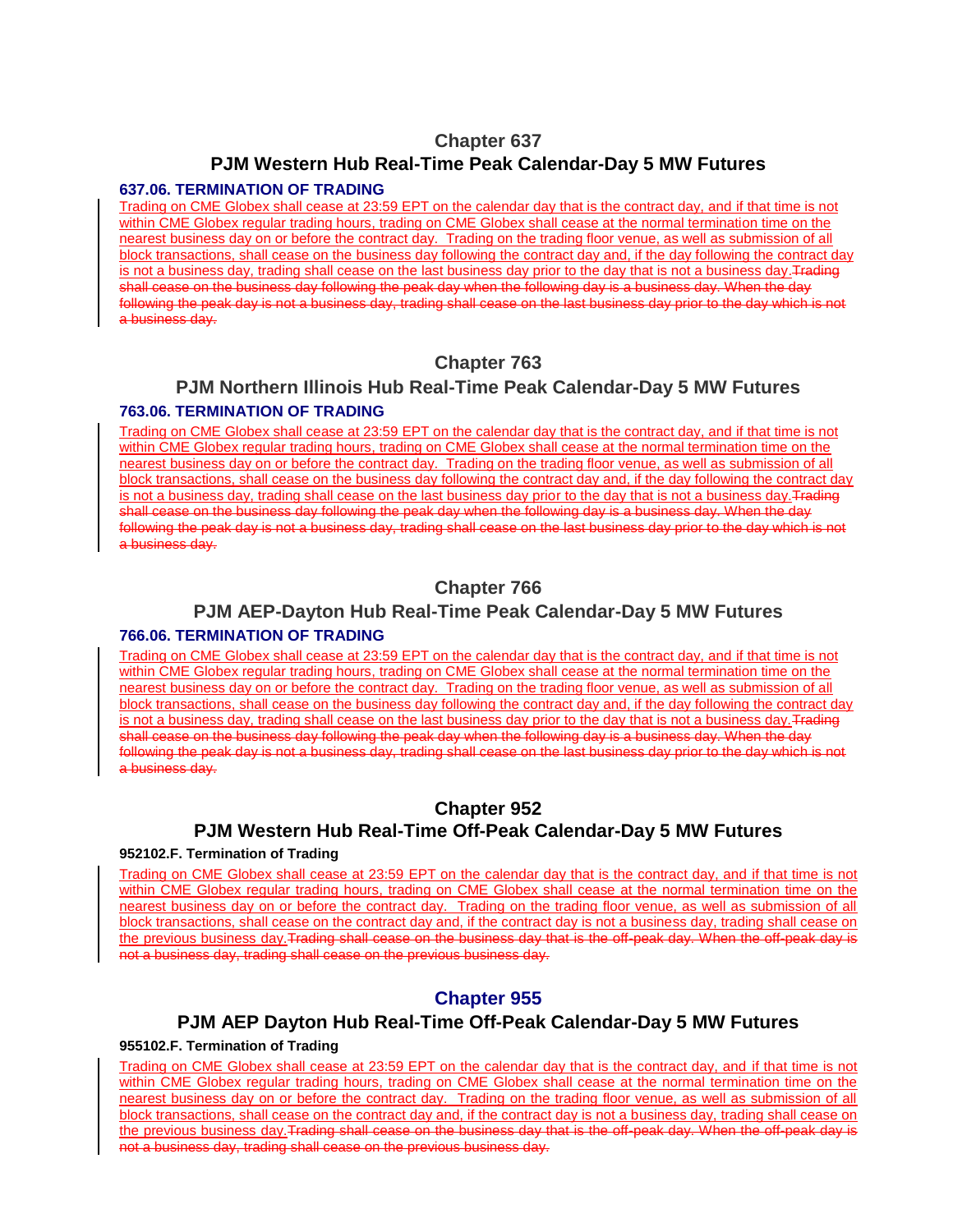## Chapter 637

## PJM Western Hub Real-Time Peak Calendar-Day 5 MW Futures

### 637.06. TERMINATION OF TRADING

Trading on CME Globex shall cease at 23:59 EPT on the calendar day that is the contract day, and if that time is not within CME Globex regular trading hours, trading on CME Globex shall cease at the normal termination time on the nearest business day on or before the contract day. Trading on the trading floor venue, as well as submission of all block transactions, shall cease on the business day following the contract day and, if the day following the contract day is not a business day, trading shall cease on the last business day prior to the day that is not a business day.~~Trading shall cease on the business day following the peak day when the following day is a business day. When the day following the peak day is not a business day, trading shall cease on the last business day prior to the day which is not a business day.~~

## Chapter 763

## PJM Northern Illinois Hub Real-Time Peak Calendar-Day 5 MW Futures

### 763.06. TERMINATION OF TRADING

Trading on CME Globex shall cease at 23:59 EPT on the calendar day that is the contract day, and if that time is not within CME Globex regular trading hours, trading on CME Globex shall cease at the normal termination time on the nearest business day on or before the contract day. Trading on the trading floor venue, as well as submission of all block transactions, shall cease on the business day following the contract day and, if the day following the contract day is not a business day, trading shall cease on the last business day prior to the day that is not a business day.~~Trading shall cease on the business day following the peak day when the following day is a business day. When the day following the peak day is not a business day, trading shall cease on the last business day prior to the day which is not a business day.~~

## Chapter 766

## PJM AEP-Dayton Hub Real-Time Peak Calendar-Day 5 MW Futures

### 766.06. TERMINATION OF TRADING

Trading on CME Globex shall cease at 23:59 EPT on the calendar day that is the contract day, and if that time is not within CME Globex regular trading hours, trading on CME Globex shall cease at the normal termination time on the nearest business day on or before the contract day. Trading on the trading floor venue, as well as submission of all block transactions, shall cease on the business day following the contract day and, if the day following the contract day is not a business day, trading shall cease on the last business day prior to the day that is not a business day.~~Trading shall cease on the business day following the peak day when the following day is a business day. When the day following the peak day is not a business day, trading shall cease on the last business day prior to the day which is not a business day.~~

## Chapter 952

## PJM Western Hub Real-Time Off-Peak Calendar-Day 5 MW Futures

**952102.F. Termination of Trading**

Trading on CME Globex shall cease at 23:59 EPT on the calendar day that is the contract day, and if that time is not within CME Globex regular trading hours, trading on CME Globex shall cease at the normal termination time on the nearest business day on or before the contract day. Trading on the trading floor venue, as well as submission of all block transactions, shall cease on the contract day and, if the contract day is not a business day, trading shall cease on the previous business day.~~Trading shall cease on the business day that is the off-peak day. When the off-peak day is not a business day, trading shall cease on the previous business day.~~

## Chapter 955

## PJM AEP Dayton Hub Real-Time Off-Peak Calendar-Day 5 MW Futures

**955102.F. Termination of Trading**

Trading on CME Globex shall cease at 23:59 EPT on the calendar day that is the contract day, and if that time is not within CME Globex regular trading hours, trading on CME Globex shall cease at the normal termination time on the nearest business day on or before the contract day. Trading on the trading floor venue, as well as submission of all block transactions, shall cease on the contract day and, if the contract day is not a business day, trading shall cease on the previous business day.~~Trading shall cease on the business day that is the off-peak day. When the off-peak day is not a business day, trading shall cease on the previous business day.~~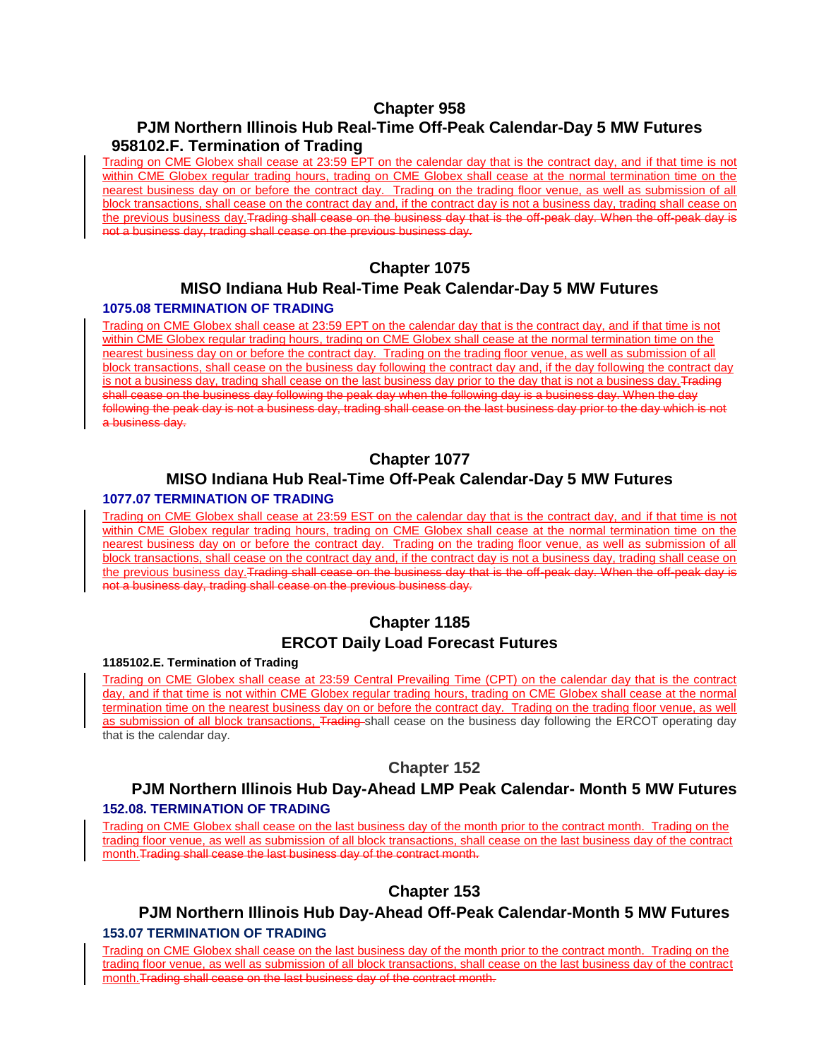## Chapter 958

## PJM Northern Illinois Hub Real-Time Off-Peak Calendar-Day 5 MW Futures

### 958102.F. Termination of Trading

Trading on CME Globex shall cease at 23:59 EPT on the calendar day that is the contract day, and if that time is not within CME Globex regular trading hours, trading on CME Globex shall cease at the normal termination time on the nearest business day on or before the contract day. Trading on the trading floor venue, as well as submission of all block transactions, shall cease on the contract day and, if the contract day is not a business day, trading shall cease on the previous business day.~~Trading shall cease on the business day that is the off-peak day. When the off-peak day is not a business day, trading shall cease on the previous business day.~~

## Chapter 1075

## MISO Indiana Hub Real-Time Peak Calendar-Day 5 MW Futures

### 1075.08 TERMINATION OF TRADING

Trading on CME Globex shall cease at 23:59 EPT on the calendar day that is the contract day, and if that time is not within CME Globex regular trading hours, trading on CME Globex shall cease at the normal termination time on the nearest business day on or before the contract day. Trading on the trading floor venue, as well as submission of all block transactions, shall cease on the business day following the contract day and, if the day following the contract day is not a business day, trading shall cease on the last business day prior to the day that is not a business day.~~Trading shall cease on the business day following the peak day when the following day is a business day. When the day following the peak day is not a business day, trading shall cease on the last business day prior to the day which is not a business day.~~

## Chapter 1077

## MISO Indiana Hub Real-Time Off-Peak Calendar-Day 5 MW Futures

### 1077.07 TERMINATION OF TRADING

Trading on CME Globex shall cease at 23:59 EST on the calendar day that is the contract day, and if that time is not within CME Globex regular trading hours, trading on CME Globex shall cease at the normal termination time on the nearest business day on or before the contract day. Trading on the trading floor venue, as well as submission of all block transactions, shall cease on the contract day and, if the contract day is not a business day, trading shall cease on the previous business day.~~Trading shall cease on the business day that is the off-peak day. When the off-peak day is not a business day, trading shall cease on the previous business day.~~

## Chapter 1185

## ERCOT Daily Load Forecast Futures

### 1185102.E. Termination of Trading

Trading on CME Globex shall cease at 23:59 Central Prevailing Time (CPT) on the calendar day that is the contract day, and if that time is not within CME Globex regular trading hours, trading on CME Globex shall cease at the normal termination time on the nearest business day on or before the contract day. Trading on the trading floor venue, as well as submission of all block transactions, ~~Trading~~ shall cease on the business day following the ERCOT operating day that is the calendar day.

## Chapter 152

## PJM Northern Illinois Hub Day-Ahead LMP Peak Calendar- Month 5 MW Futures

### 152.08. TERMINATION OF TRADING

Trading on CME Globex shall cease on the last business day of the month prior to the contract month. Trading on the trading floor venue, as well as submission of all block transactions, shall cease on the last business day of the contract month.~~Trading shall cease the last business day of the contract month.~~

## Chapter 153

## PJM Northern Illinois Hub Day-Ahead Off-Peak Calendar-Month 5 MW Futures

### 153.07 TERMINATION OF TRADING

Trading on CME Globex shall cease on the last business day of the month prior to the contract month. Trading on the trading floor venue, as well as submission of all block transactions, shall cease on the last business day of the contract month.~~Trading shall cease on the last business day of the contract month.~~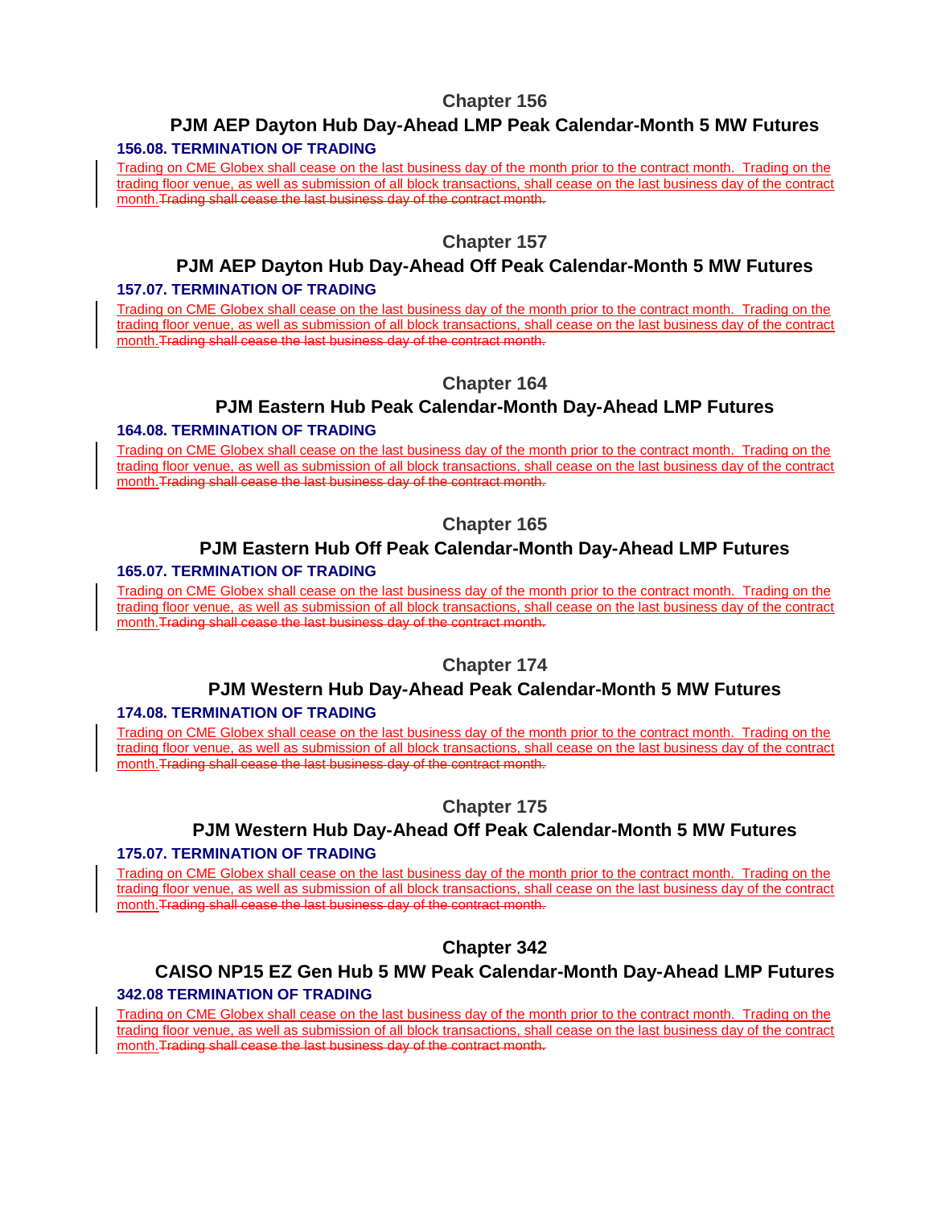## Chapter 156

### PJM AEP Dayton Hub Day-Ahead LMP Peak Calendar-Month 5 MW Futures

**156.08. TERMINATION OF TRADING**

<u>Trading on CME Globex shall cease on the last business day of the month prior to the contract month. Trading on the trading floor venue, as well as submission of all block transactions, shall cease on the last business day of the contract month.</u>~~Trading shall cease the last business day of the contract month.~~

## Chapter 157

### PJM AEP Dayton Hub Day-Ahead Off Peak Calendar-Month 5 MW Futures

**157.07. TERMINATION OF TRADING**

<u>Trading on CME Globex shall cease on the last business day of the month prior to the contract month. Trading on the trading floor venue, as well as submission of all block transactions, shall cease on the last business day of the contract month.</u>~~Trading shall cease the last business day of the contract month.~~

## Chapter 164

### PJM Eastern Hub Peak Calendar-Month Day-Ahead LMP Futures

**164.08. TERMINATION OF TRADING**

<u>Trading on CME Globex shall cease on the last business day of the month prior to the contract month. Trading on the trading floor venue, as well as submission of all block transactions, shall cease on the last business day of the contract month.</u>~~Trading shall cease the last business day of the contract month.~~

## Chapter 165

### PJM Eastern Hub Off Peak Calendar-Month Day-Ahead LMP Futures

**165.07. TERMINATION OF TRADING**

<u>Trading on CME Globex shall cease on the last business day of the month prior to the contract month. Trading on the trading floor venue, as well as submission of all block transactions, shall cease on the last business day of the contract month.</u>~~Trading shall cease the last business day of the contract month.~~

## Chapter 174

### PJM Western Hub Day-Ahead Peak Calendar-Month 5 MW Futures

**174.08. TERMINATION OF TRADING**

<u>Trading on CME Globex shall cease on the last business day of the month prior to the contract month. Trading on the trading floor venue, as well as submission of all block transactions, shall cease on the last business day of the contract month.</u>~~Trading shall cease the last business day of the contract month.~~

## Chapter 175

### PJM Western Hub Day-Ahead Off Peak Calendar-Month 5 MW Futures

**175.07. TERMINATION OF TRADING**

<u>Trading on CME Globex shall cease on the last business day of the month prior to the contract month. Trading on the trading floor venue, as well as submission of all block transactions, shall cease on the last business day of the contract month.</u>~~Trading shall cease the last business day of the contract month.~~

## Chapter 342

### CAISO NP15 EZ Gen Hub 5 MW Peak Calendar-Month Day-Ahead LMP Futures

**342.08 TERMINATION OF TRADING**

<u>Trading on CME Globex shall cease on the last business day of the month prior to the contract month. Trading on the trading floor venue, as well as submission of all block transactions, shall cease on the last business day of the contract month.</u>~~Trading shall cease the last business day of the contract month.~~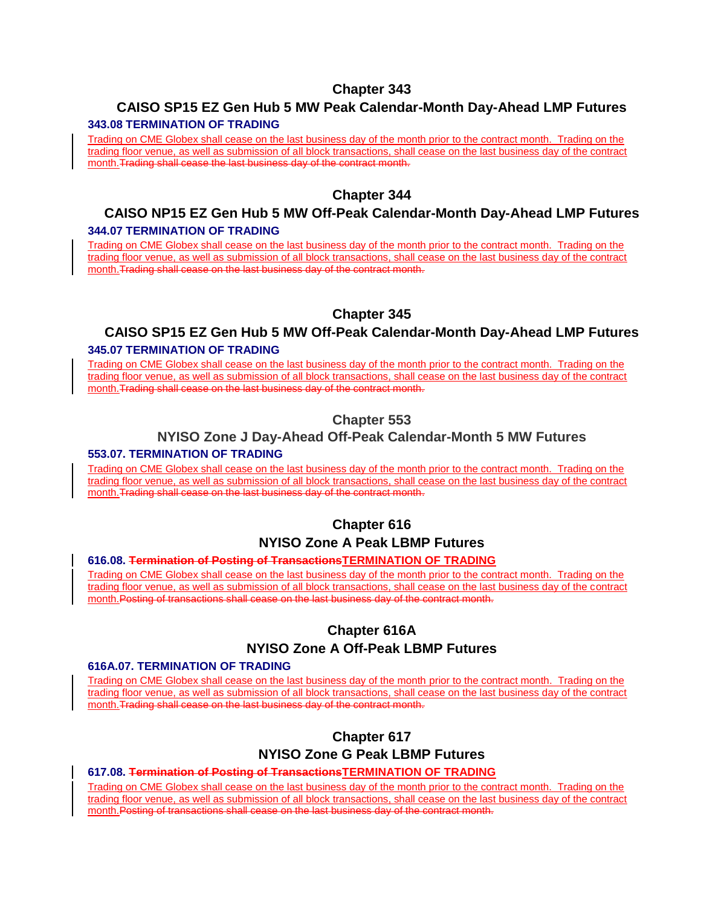# Chapter 343

## CAISO SP15 EZ Gen Hub 5 MW Peak Calendar-Month Day-Ahead LMP Futures

### 343.08 TERMINATION OF TRADING

<u>Trading on CME Globex shall cease on the last business day of the month prior to the contract month. Trading on the trading floor venue, as well as submission of all block transactions, shall cease on the last business day of the contract month.</u>~~Trading shall cease the last business day of the contract month.~~

# Chapter 344

## CAISO NP15 EZ Gen Hub 5 MW Off-Peak Calendar-Month Day-Ahead LMP Futures

### 344.07 TERMINATION OF TRADING

<u>Trading on CME Globex shall cease on the last business day of the month prior to the contract month. Trading on the trading floor venue, as well as submission of all block transactions, shall cease on the last business day of the contract month.</u>~~Trading shall cease on the last business day of the contract month.~~

# Chapter 345

## CAISO SP15 EZ Gen Hub 5 MW Off-Peak Calendar-Month Day-Ahead LMP Futures

### 345.07 TERMINATION OF TRADING

<u>Trading on CME Globex shall cease on the last business day of the month prior to the contract month. Trading on the trading floor venue, as well as submission of all block transactions, shall cease on the last business day of the contract month.</u>~~Trading shall cease on the last business day of the contract month.~~

# Chapter 553

## NYISO Zone J Day-Ahead Off-Peak Calendar-Month 5 MW Futures

### 553.07. TERMINATION OF TRADING

<u>Trading on CME Globex shall cease on the last business day of the month prior to the contract month. Trading on the trading floor venue, as well as submission of all block transactions, shall cease on the last business day of the contract month.</u>~~Trading shall cease on the last business day of the contract month.~~

# Chapter 616

## NYISO Zone A Peak LBMP Futures

### 616.08. ~~Termination of Posting of Transactions~~<u>TERMINATION OF TRADING</u>

<u>Trading on CME Globex shall cease on the last business day of the month prior to the contract month. Trading on the trading floor venue, as well as submission of all block transactions, shall cease on the last business day of the contract month.</u>~~Posting of transactions shall cease on the last business day of the contract month.~~

# Chapter 616A

## NYISO Zone A Off-Peak LBMP Futures

### 616A.07. TERMINATION OF TRADING

<u>Trading on CME Globex shall cease on the last business day of the month prior to the contract month. Trading on the trading floor venue, as well as submission of all block transactions, shall cease on the last business day of the contract month.</u>~~Trading shall cease on the last business day of the contract month.~~

# Chapter 617

## NYISO Zone G Peak LBMP Futures

### 617.08. ~~Termination of Posting of Transactions~~<u>TERMINATION OF TRADING</u>

<u>Trading on CME Globex shall cease on the last business day of the month prior to the contract month. Trading on the trading floor venue, as well as submission of all block transactions, shall cease on the last business day of the contract month.</u>~~Posting of transactions shall cease on the last business day of the contract month.~~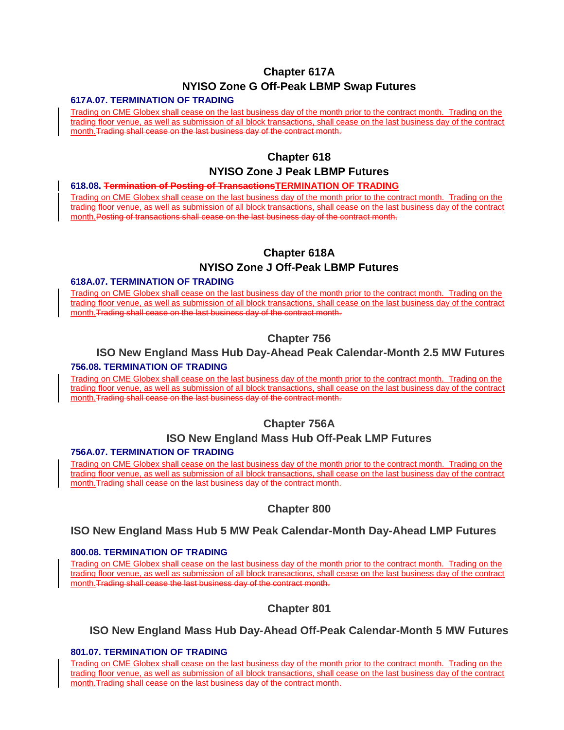# Chapter 617A
## NYISO Zone G Off-Peak LBMP Swap Futures

### 617A.07. TERMINATION OF TRADING

Trading on CME Globex shall cease on the last business day of the month prior to the contract month. Trading on the trading floor venue, as well as submission of all block transactions, shall cease on the last business day of the contract month.~~Trading shall cease on the last business day of the contract month.~~

# Chapter 618
## NYISO Zone J Peak LBMP Futures

### 618.08. ~~Termination of Posting of Transactions~~TERMINATION OF TRADING

Trading on CME Globex shall cease on the last business day of the month prior to the contract month. Trading on the trading floor venue, as well as submission of all block transactions, shall cease on the last business day of the contract month.~~Posting of transactions shall cease on the last business day of the contract month.~~

# Chapter 618A
## NYISO Zone J Off-Peak LBMP Futures

### 618A.07. TERMINATION OF TRADING

Trading on CME Globex shall cease on the last business day of the month prior to the contract month. Trading on the trading floor venue, as well as submission of all block transactions, shall cease on the last business day of the contract month.~~Trading shall cease on the last business day of the contract month.~~

# Chapter 756
## ISO New England Mass Hub Day-Ahead Peak Calendar-Month 2.5 MW Futures

### 756.08. TERMINATION OF TRADING

Trading on CME Globex shall cease on the last business day of the month prior to the contract month. Trading on the trading floor venue, as well as submission of all block transactions, shall cease on the last business day of the contract month.~~Trading shall cease on the last business day of the contract month.~~

# Chapter 756A
## ISO New England Mass Hub Off-Peak LMP Futures

### 756A.07. TERMINATION OF TRADING

Trading on CME Globex shall cease on the last business day of the month prior to the contract month. Trading on the trading floor venue, as well as submission of all block transactions, shall cease on the last business day of the contract month.~~Trading shall cease on the last business day of the contract month.~~

# Chapter 800
## ISO New England Mass Hub 5 MW Peak Calendar-Month Day-Ahead LMP Futures

### 800.08. TERMINATION OF TRADING

Trading on CME Globex shall cease on the last business day of the month prior to the contract month. Trading on the trading floor venue, as well as submission of all block transactions, shall cease on the last business day of the contract month.~~Trading shall cease the last business day of the contract month.~~

# Chapter 801
## ISO New England Mass Hub Day-Ahead Off-Peak Calendar-Month 5 MW Futures

### 801.07. TERMINATION OF TRADING

Trading on CME Globex shall cease on the last business day of the month prior to the contract month. Trading on the trading floor venue, as well as submission of all block transactions, shall cease on the last business day of the contract month.~~Trading shall cease on the last business day of the contract month.~~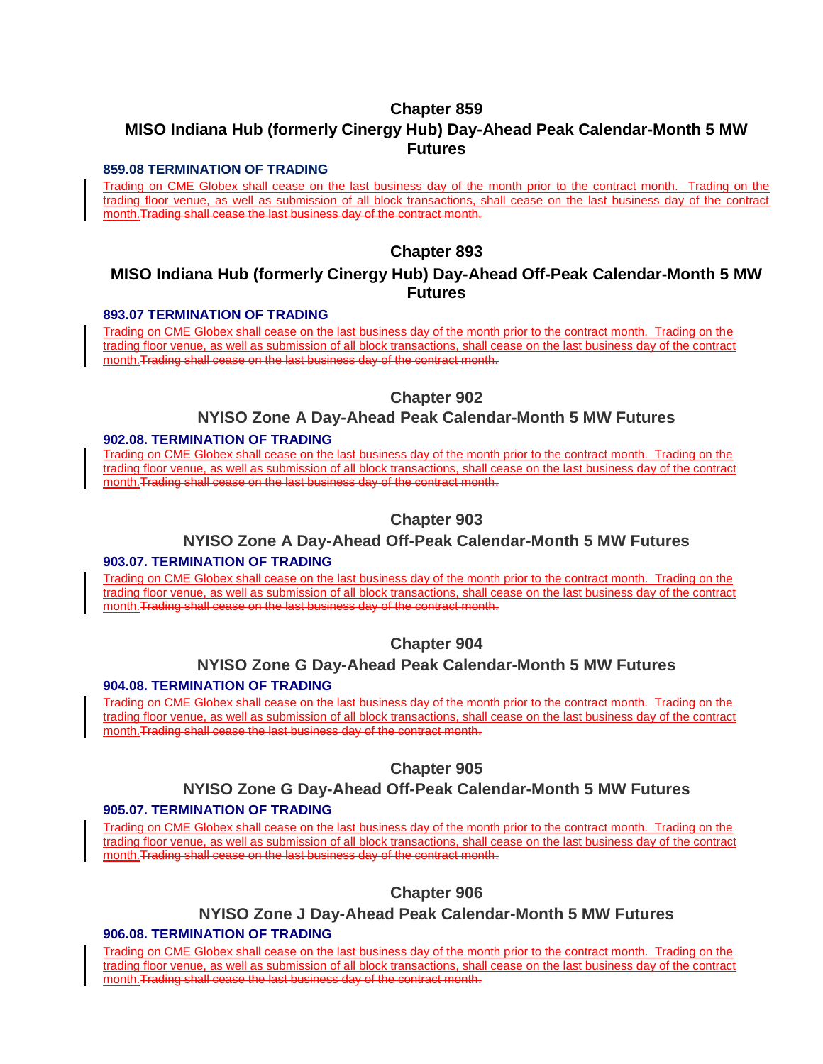## Chapter 859

## MISO Indiana Hub (formerly Cinergy Hub) Day-Ahead Peak Calendar-Month 5 MW Futures

### 859.08 TERMINATION OF TRADING

Trading on CME Globex shall cease on the last business day of the month prior to the contract month. Trading on the trading floor venue, as well as submission of all block transactions, shall cease on the last business day of the contract month.~~Trading shall cease the last business day of the contract month.~~

## Chapter 893

## MISO Indiana Hub (formerly Cinergy Hub) Day-Ahead Off-Peak Calendar-Month 5 MW Futures

### 893.07 TERMINATION OF TRADING

Trading on CME Globex shall cease on the last business day of the month prior to the contract month. Trading on the trading floor venue, as well as submission of all block transactions, shall cease on the last business day of the contract month.~~Trading shall cease on the last business day of the contract month.~~

## Chapter 902

## NYISO Zone A Day-Ahead Peak Calendar-Month 5 MW Futures

### 902.08. TERMINATION OF TRADING

Trading on CME Globex shall cease on the last business day of the month prior to the contract month. Trading on the trading floor venue, as well as submission of all block transactions, shall cease on the last business day of the contract month.~~Trading shall cease on the last business day of the contract month.~~

## Chapter 903

## NYISO Zone A Day-Ahead Off-Peak Calendar-Month 5 MW Futures

### 903.07. TERMINATION OF TRADING

Trading on CME Globex shall cease on the last business day of the month prior to the contract month. Trading on the trading floor venue, as well as submission of all block transactions, shall cease on the last business day of the contract month.~~Trading shall cease on the last business day of the contract month.~~

## Chapter 904

## NYISO Zone G Day-Ahead Peak Calendar-Month 5 MW Futures

### 904.08. TERMINATION OF TRADING

Trading on CME Globex shall cease on the last business day of the month prior to the contract month. Trading on the trading floor venue, as well as submission of all block transactions, shall cease on the last business day of the contract month.~~Trading shall cease the last business day of the contract month.~~

## Chapter 905

## NYISO Zone G Day-Ahead Off-Peak Calendar-Month 5 MW Futures

### 905.07. TERMINATION OF TRADING

Trading on CME Globex shall cease on the last business day of the month prior to the contract month. Trading on the trading floor venue, as well as submission of all block transactions, shall cease on the last business day of the contract month.~~Trading shall cease on the last business day of the contract month.~~

## Chapter 906

## NYISO Zone J Day-Ahead Peak Calendar-Month 5 MW Futures

### 906.08. TERMINATION OF TRADING

Trading on CME Globex shall cease on the last business day of the month prior to the contract month. Trading on the trading floor venue, as well as submission of all block transactions, shall cease on the last business day of the contract month.~~Trading shall cease the last business day of the contract month.~~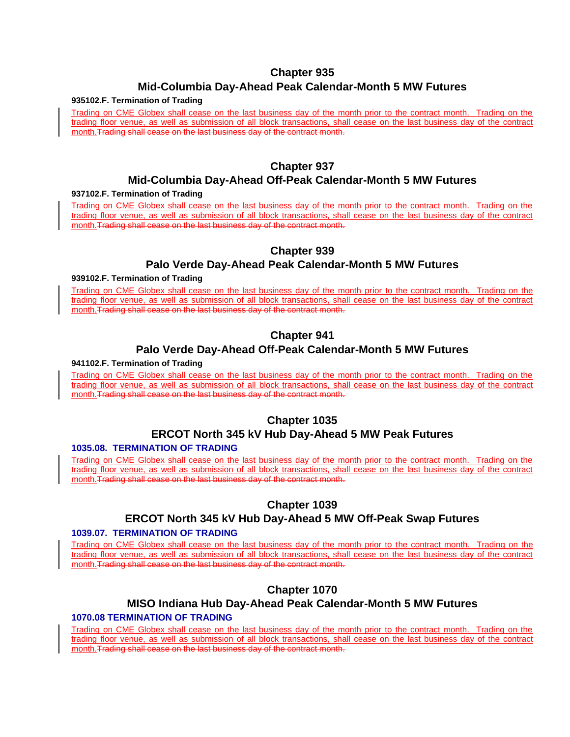## Chapter 935
## Mid-Columbia Day-Ahead Peak Calendar-Month 5 MW Futures

**935102.F. Termination of Trading**

Trading on CME Globex shall cease on the last business day of the month prior to the contract month. Trading on the trading floor venue, as well as submission of all block transactions, shall cease on the last business day of the contract month.~~Trading shall cease on the last business day of the contract month.~~

## Chapter 937
## Mid-Columbia Day-Ahead Off-Peak Calendar-Month 5 MW Futures

**937102.F. Termination of Trading**

Trading on CME Globex shall cease on the last business day of the month prior to the contract month. Trading on the trading floor venue, as well as submission of all block transactions, shall cease on the last business day of the contract month.~~Trading shall cease on the last business day of the contract month.~~

## Chapter 939
## Palo Verde Day-Ahead Peak Calendar-Month 5 MW Futures

**939102.F. Termination of Trading**

Trading on CME Globex shall cease on the last business day of the month prior to the contract month. Trading on the trading floor venue, as well as submission of all block transactions, shall cease on the last business day of the contract month.~~Trading shall cease on the last business day of the contract month.~~

## Chapter 941
## Palo Verde Day-Ahead Off-Peak Calendar-Month 5 MW Futures

**941102.F. Termination of Trading**

Trading on CME Globex shall cease on the last business day of the month prior to the contract month. Trading on the trading floor venue, as well as submission of all block transactions, shall cease on the last business day of the contract month.~~Trading shall cease on the last business day of the contract month.~~

## Chapter 1035
## ERCOT North 345 kV Hub Day-Ahead 5 MW Peak Futures

**1035.08. TERMINATION OF TRADING**

Trading on CME Globex shall cease on the last business day of the month prior to the contract month. Trading on the trading floor venue, as well as submission of all block transactions, shall cease on the last business day of the contract month.~~Trading shall cease on the last business day of the contract month.~~

## Chapter 1039
## ERCOT North 345 kV Hub Day-Ahead 5 MW Off-Peak Swap Futures

**1039.07. TERMINATION OF TRADING**

Trading on CME Globex shall cease on the last business day of the month prior to the contract month. Trading on the trading floor venue, as well as submission of all block transactions, shall cease on the last business day of the contract month.~~Trading shall cease on the last business day of the contract month.~~

## Chapter 1070
## MISO Indiana Hub Day-Ahead Peak Calendar-Month 5 MW Futures

**1070.08 TERMINATION OF TRADING**

Trading on CME Globex shall cease on the last business day of the month prior to the contract month. Trading on the trading floor venue, as well as submission of all block transactions, shall cease on the last business day of the contract month.~~Trading shall cease on the last business day of the contract month.~~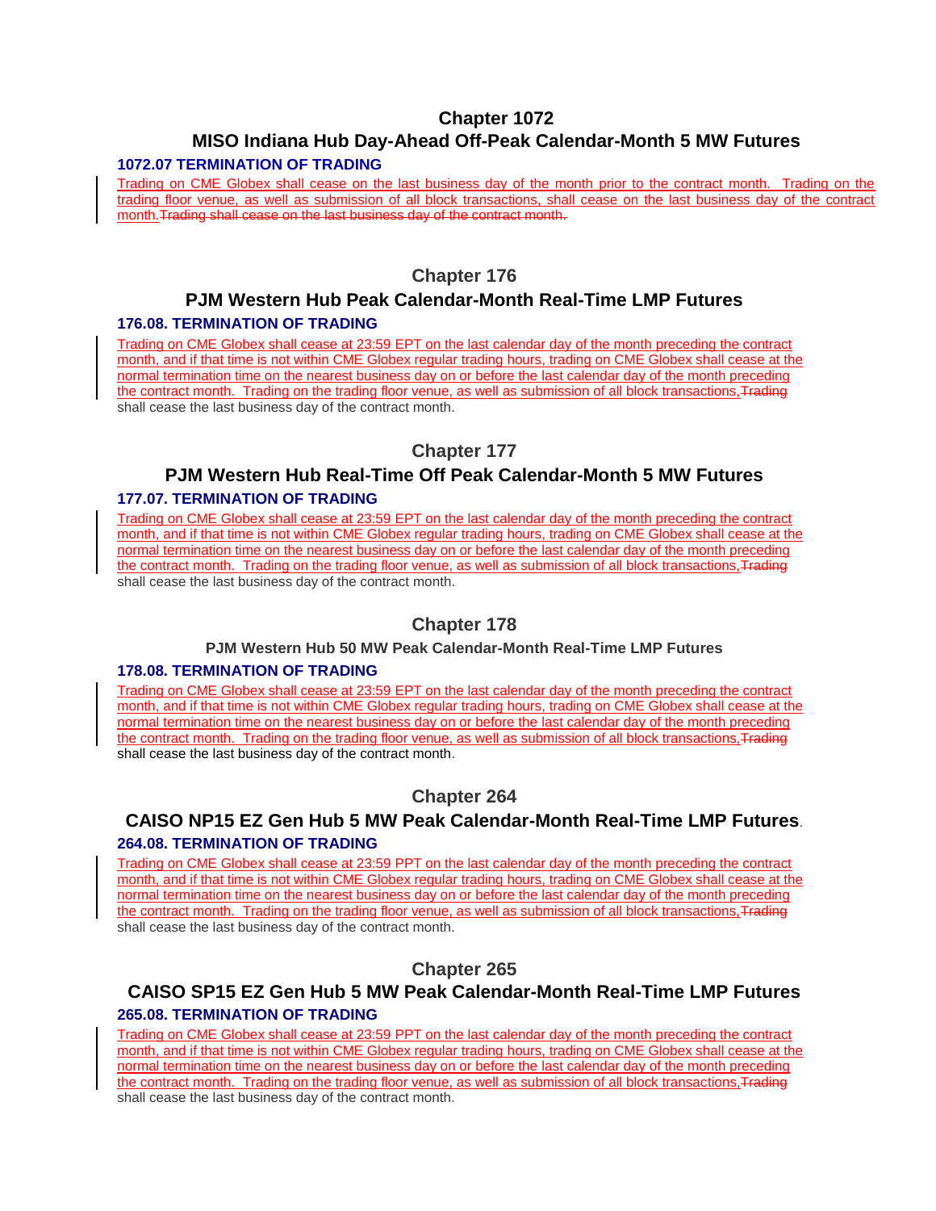## Chapter 1072

## MISO Indiana Hub Day-Ahead Off-Peak Calendar-Month 5 MW Futures

### 1072.07 TERMINATION OF TRADING

Trading on CME Globex shall cease on the last business day of the month prior to the contract month. Trading on the trading floor venue, as well as submission of all block transactions, shall cease on the last business day of the contract month.~~Trading shall cease on the last business day of the contract month.~~

## Chapter 176

## PJM Western Hub Peak Calendar-Month Real-Time LMP Futures

### 176.08. TERMINATION OF TRADING

Trading on CME Globex shall cease at 23:59 EPT on the last calendar day of the month preceding the contract month, and if that time is not within CME Globex regular trading hours, trading on CME Globex shall cease at the normal termination time on the nearest business day on or before the last calendar day of the month preceding the contract month. Trading on the trading floor venue, as well as submission of all block transactions,~~Trading~~ shall cease the last business day of the contract month.

## Chapter 177

## PJM Western Hub Real-Time Off Peak Calendar-Month 5 MW Futures

### 177.07. TERMINATION OF TRADING

Trading on CME Globex shall cease at 23:59 EPT on the last calendar day of the month preceding the contract month, and if that time is not within CME Globex regular trading hours, trading on CME Globex shall cease at the normal termination time on the nearest business day on or before the last calendar day of the month preceding the contract month. Trading on the trading floor venue, as well as submission of all block transactions,~~Trading~~ shall cease the last business day of the contract month.

## Chapter 178

### PJM Western Hub 50 MW Peak Calendar-Month Real-Time LMP Futures

### 178.08. TERMINATION OF TRADING

Trading on CME Globex shall cease at 23:59 EPT on the last calendar day of the month preceding the contract month, and if that time is not within CME Globex regular trading hours, trading on CME Globex shall cease at the normal termination time on the nearest business day on or before the last calendar day of the month preceding the contract month. Trading on the trading floor venue, as well as submission of all block transactions,~~Trading~~ shall cease the last business day of the contract month.

## Chapter 264

## CAISO NP15 EZ Gen Hub 5 MW Peak Calendar-Month Real-Time LMP Futures.

### 264.08. TERMINATION OF TRADING

Trading on CME Globex shall cease at 23:59 PPT on the last calendar day of the month preceding the contract month, and if that time is not within CME Globex regular trading hours, trading on CME Globex shall cease at the normal termination time on the nearest business day on or before the last calendar day of the month preceding the contract month. Trading on the trading floor venue, as well as submission of all block transactions,~~Trading~~ shall cease the last business day of the contract month.

## Chapter 265

## CAISO SP15 EZ Gen Hub 5 MW Peak Calendar-Month Real-Time LMP Futures

### 265.08. TERMINATION OF TRADING

Trading on CME Globex shall cease at 23:59 PPT on the last calendar day of the month preceding the contract month, and if that time is not within CME Globex regular trading hours, trading on CME Globex shall cease at the normal termination time on the nearest business day on or before the last calendar day of the month preceding the contract month. Trading on the trading floor venue, as well as submission of all block transactions,~~Trading~~ shall cease the last business day of the contract month.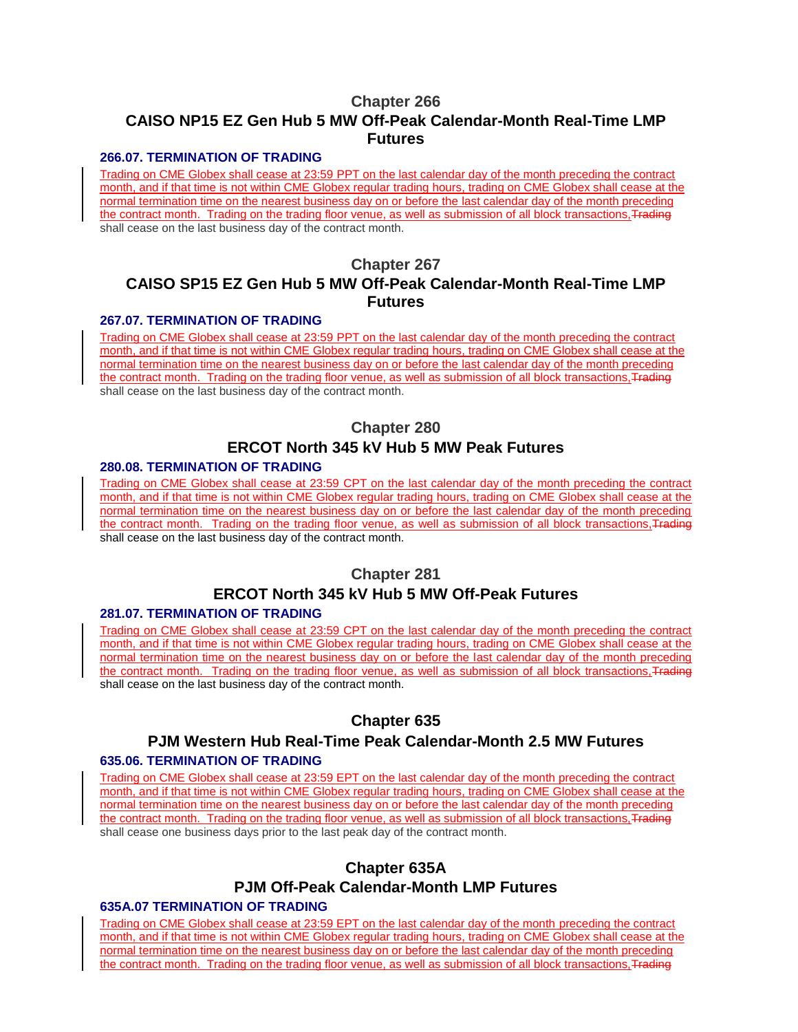## Chapter 266
## CAISO NP15 EZ Gen Hub 5 MW Off-Peak Calendar-Month Real-Time LMP Futures

### 266.07. TERMINATION OF TRADING

Trading on CME Globex shall cease at 23:59 PPT on the last calendar day of the month preceding the contract month, and if that time is not within CME Globex regular trading hours, trading on CME Globex shall cease at the normal termination time on the nearest business day on or before the last calendar day of the month preceding the contract month. Trading on the trading floor venue, as well as submission of all block transactions, ~~Trading~~ shall cease on the last business day of the contract month.

## Chapter 267
## CAISO SP15 EZ Gen Hub 5 MW Off-Peak Calendar-Month Real-Time LMP Futures

### 267.07. TERMINATION OF TRADING

Trading on CME Globex shall cease at 23:59 PPT on the last calendar day of the month preceding the contract month, and if that time is not within CME Globex regular trading hours, trading on CME Globex shall cease at the normal termination time on the nearest business day on or before the last calendar day of the month preceding the contract month. Trading on the trading floor venue, as well as submission of all block transactions, ~~Trading~~ shall cease on the last business day of the contract month.

## Chapter 280
## ERCOT North 345 kV Hub 5 MW Peak Futures

### 280.08. TERMINATION OF TRADING

Trading on CME Globex shall cease at 23:59 CPT on the last calendar day of the month preceding the contract month, and if that time is not within CME Globex regular trading hours, trading on CME Globex shall cease at the normal termination time on the nearest business day on or before the last calendar day of the month preceding the contract month. Trading on the trading floor venue, as well as submission of all block transactions, ~~Trading~~ shall cease on the last business day of the contract month.

## Chapter 281
## ERCOT North 345 kV Hub 5 MW Off-Peak Futures

### 281.07. TERMINATION OF TRADING

Trading on CME Globex shall cease at 23:59 CPT on the last calendar day of the month preceding the contract month, and if that time is not within CME Globex regular trading hours, trading on CME Globex shall cease at the normal termination time on the nearest business day on or before the last calendar day of the month preceding the contract month. Trading on the trading floor venue, as well as submission of all block transactions, ~~Trading~~ shall cease on the last business day of the contract month.

## Chapter 635
## PJM Western Hub Real-Time Peak Calendar-Month 2.5 MW Futures

### 635.06. TERMINATION OF TRADING

Trading on CME Globex shall cease at 23:59 EPT on the last calendar day of the month preceding the contract month, and if that time is not within CME Globex regular trading hours, trading on CME Globex shall cease at the normal termination time on the nearest business day on or before the last calendar day of the month preceding the contract month. Trading on the trading floor venue, as well as submission of all block transactions, ~~Trading~~ shall cease one business days prior to the last peak day of the contract month.

## Chapter 635A
## PJM Off-Peak Calendar-Month LMP Futures

### 635A.07 TERMINATION OF TRADING

Trading on CME Globex shall cease at 23:59 EPT on the last calendar day of the month preceding the contract month, and if that time is not within CME Globex regular trading hours, trading on CME Globex shall cease at the normal termination time on the nearest business day on or before the last calendar day of the month preceding the contract month. Trading on the trading floor venue, as well as submission of all block transactions, ~~Trading~~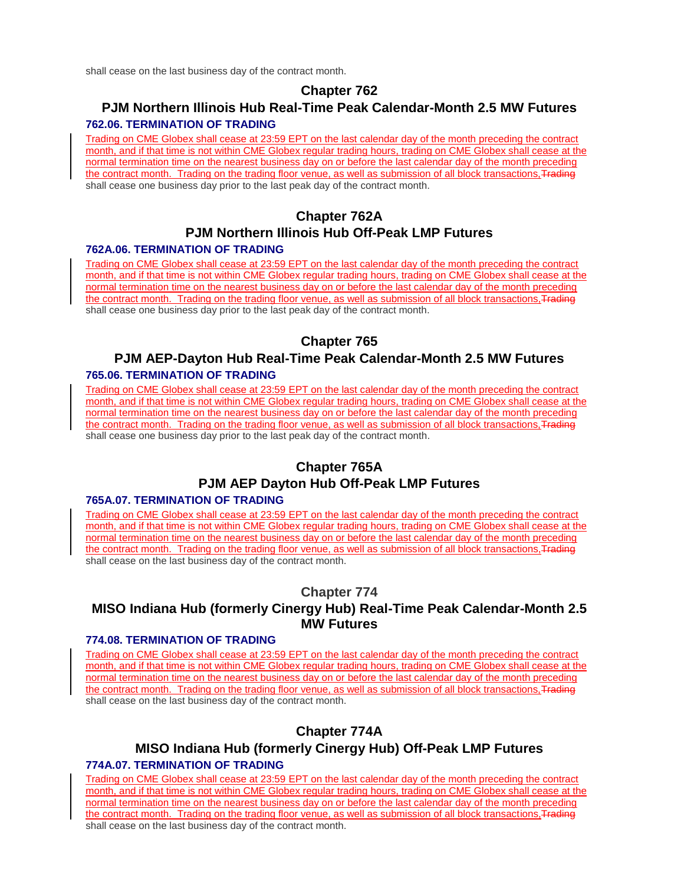shall cease on the last business day of the contract month.

## Chapter 762
## PJM Northern Illinois Hub Real-Time Peak Calendar-Month 2.5 MW Futures

### 762.06. TERMINATION OF TRADING

Trading on CME Globex shall cease at 23:59 EPT on the last calendar day of the month preceding the contract month, and if that time is not within CME Globex regular trading hours, trading on CME Globex shall cease at the normal termination time on the nearest business day on or before the last calendar day of the month preceding the contract month. Trading on the trading floor venue, as well as submission of all block transactions, ~~Trading~~ shall cease one business day prior to the last peak day of the contract month.

## Chapter 762A
## PJM Northern Illinois Hub Off-Peak LMP Futures

### 762A.06. TERMINATION OF TRADING

Trading on CME Globex shall cease at 23:59 EPT on the last calendar day of the month preceding the contract month, and if that time is not within CME Globex regular trading hours, trading on CME Globex shall cease at the normal termination time on the nearest business day on or before the last calendar day of the month preceding the contract month. Trading on the trading floor venue, as well as submission of all block transactions, ~~Trading~~ shall cease one business day prior to the last peak day of the contract month.

## Chapter 765
## PJM AEP-Dayton Hub Real-Time Peak Calendar-Month 2.5 MW Futures

### 765.06. TERMINATION OF TRADING

Trading on CME Globex shall cease at 23:59 EPT on the last calendar day of the month preceding the contract month, and if that time is not within CME Globex regular trading hours, trading on CME Globex shall cease at the normal termination time on the nearest business day on or before the last calendar day of the month preceding the contract month. Trading on the trading floor venue, as well as submission of all block transactions, ~~Trading~~ shall cease one business day prior to the last peak day of the contract month.

## Chapter 765A
## PJM AEP Dayton Hub Off-Peak LMP Futures

### 765A.07. TERMINATION OF TRADING

Trading on CME Globex shall cease at 23:59 EPT on the last calendar day of the month preceding the contract month, and if that time is not within CME Globex regular trading hours, trading on CME Globex shall cease at the normal termination time on the nearest business day on or before the last calendar day of the month preceding the contract month. Trading on the trading floor venue, as well as submission of all block transactions, ~~Trading~~ shall cease on the last business day of the contract month.

## Chapter 774
## MISO Indiana Hub (formerly Cinergy Hub) Real-Time Peak Calendar-Month 2.5 MW Futures

### 774.08. TERMINATION OF TRADING

Trading on CME Globex shall cease at 23:59 EPT on the last calendar day of the month preceding the contract month, and if that time is not within CME Globex regular trading hours, trading on CME Globex shall cease at the normal termination time on the nearest business day on or before the last calendar day of the month preceding the contract month. Trading on the trading floor venue, as well as submission of all block transactions, ~~Trading~~ shall cease on the last business day of the contract month.

## Chapter 774A
## MISO Indiana Hub (formerly Cinergy Hub) Off-Peak LMP Futures

### 774A.07. TERMINATION OF TRADING

Trading on CME Globex shall cease at 23:59 EPT on the last calendar day of the month preceding the contract month, and if that time is not within CME Globex regular trading hours, trading on CME Globex shall cease at the normal termination time on the nearest business day on or before the last calendar day of the month preceding the contract month. Trading on the trading floor venue, as well as submission of all block transactions, ~~Trading~~ shall cease on the last business day of the contract month.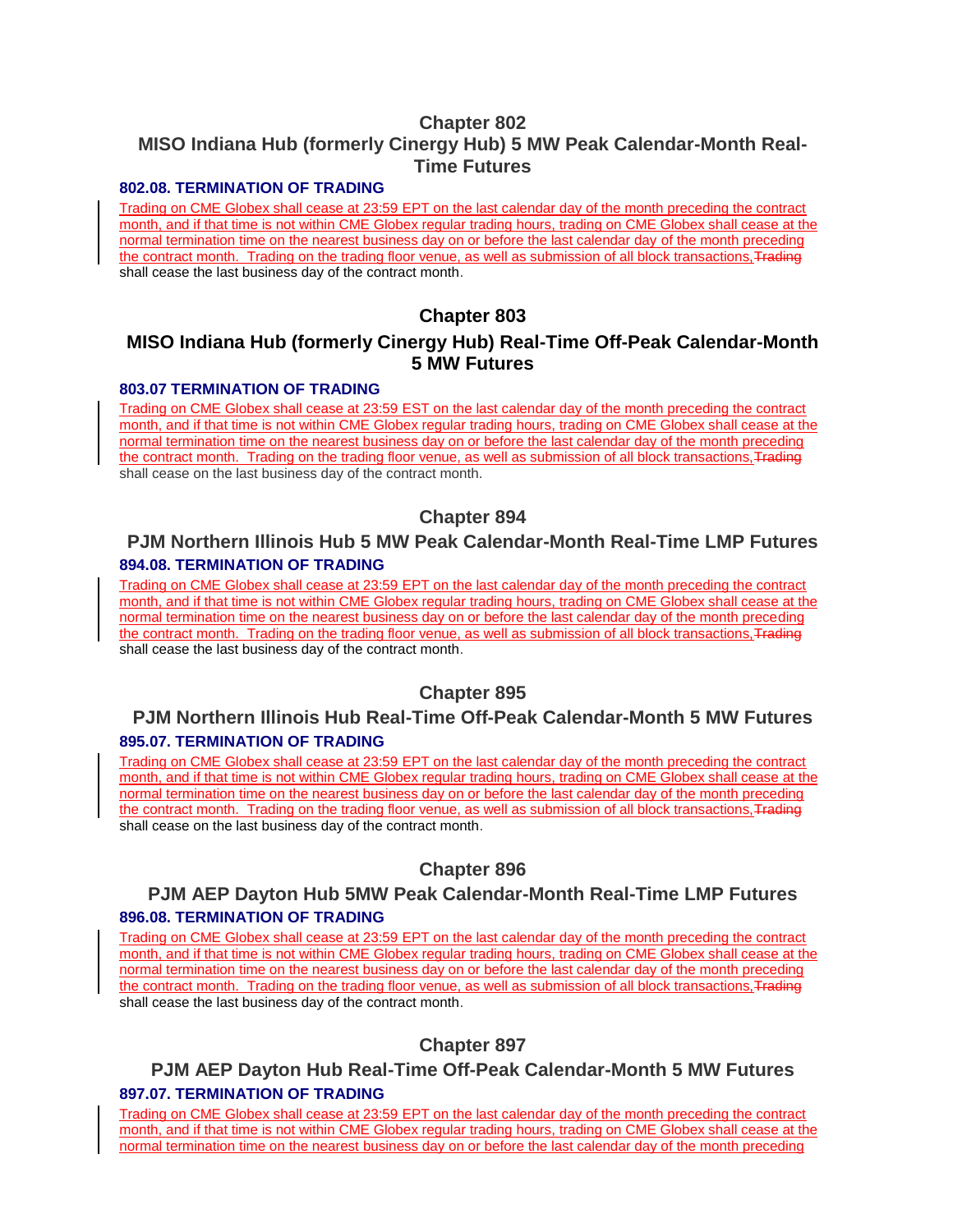# Chapter 802

## MISO Indiana Hub (formerly Cinergy Hub) 5 MW Peak Calendar-Month Real-Time Futures

### 802.08. TERMINATION OF TRADING

Trading on CME Globex shall cease at 23:59 EPT on the last calendar day of the month preceding the contract month, and if that time is not within CME Globex regular trading hours, trading on CME Globex shall cease at the normal termination time on the nearest business day on or before the last calendar day of the month preceding the contract month. Trading on the trading floor venue, as well as submission of all block transactions, ~~Trading~~ shall cease the last business day of the contract month.

# Chapter 803

## MISO Indiana Hub (formerly Cinergy Hub) Real-Time Off-Peak Calendar-Month 5 MW Futures

### 803.07 TERMINATION OF TRADING

Trading on CME Globex shall cease at 23:59 EST on the last calendar day of the month preceding the contract month, and if that time is not within CME Globex regular trading hours, trading on CME Globex shall cease at the normal termination time on the nearest business day on or before the last calendar day of the month preceding the contract month. Trading on the trading floor venue, as well as submission of all block transactions, ~~Trading~~ shall cease on the last business day of the contract month.

# Chapter 894

## PJM Northern Illinois Hub 5 MW Peak Calendar-Month Real-Time LMP Futures

### 894.08. TERMINATION OF TRADING

Trading on CME Globex shall cease at 23:59 EPT on the last calendar day of the month preceding the contract month, and if that time is not within CME Globex regular trading hours, trading on CME Globex shall cease at the normal termination time on the nearest business day on or before the last calendar day of the month preceding the contract month. Trading on the trading floor venue, as well as submission of all block transactions, ~~Trading~~ shall cease the last business day of the contract month.

# Chapter 895

## PJM Northern Illinois Hub Real-Time Off-Peak Calendar-Month 5 MW Futures

### 895.07. TERMINATION OF TRADING

Trading on CME Globex shall cease at 23:59 EPT on the last calendar day of the month preceding the contract month, and if that time is not within CME Globex regular trading hours, trading on CME Globex shall cease at the normal termination time on the nearest business day on or before the last calendar day of the month preceding the contract month. Trading on the trading floor venue, as well as submission of all block transactions, ~~Trading~~ shall cease on the last business day of the contract month.

# Chapter 896

## PJM AEP Dayton Hub 5MW Peak Calendar-Month Real-Time LMP Futures

### 896.08. TERMINATION OF TRADING

Trading on CME Globex shall cease at 23:59 EPT on the last calendar day of the month preceding the contract month, and if that time is not within CME Globex regular trading hours, trading on CME Globex shall cease at the normal termination time on the nearest business day on or before the last calendar day of the month preceding the contract month. Trading on the trading floor venue, as well as submission of all block transactions, ~~Trading~~ shall cease the last business day of the contract month.

# Chapter 897

## PJM AEP Dayton Hub Real-Time Off-Peak Calendar-Month 5 MW Futures

### 897.07. TERMINATION OF TRADING

Trading on CME Globex shall cease at 23:59 EPT on the last calendar day of the month preceding the contract month, and if that time is not within CME Globex regular trading hours, trading on CME Globex shall cease at the normal termination time on the nearest business day on or before the last calendar day of the month preceding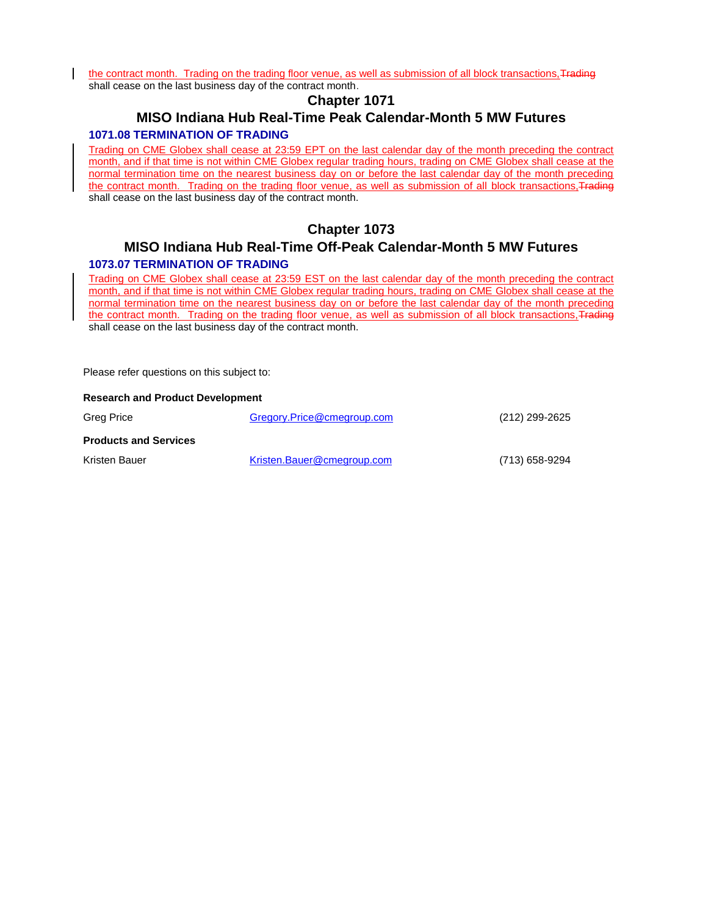the contract month.  Trading on the trading floor venue, as well as submission of all block transactions, ~~Trading~~ shall cease on the last business day of the contract month.

## Chapter 1071
## MISO Indiana Hub Real-Time Peak Calendar-Month 5 MW Futures

### 1071.08 TERMINATION OF TRADING

Trading on CME Globex shall cease at 23:59 EPT on the last calendar day of the month preceding the contract month, and if that time is not within CME Globex regular trading hours, trading on CME Globex shall cease at the normal termination time on the nearest business day on or before the last calendar day of the month preceding the contract month.  Trading on the trading floor venue, as well as submission of all block transactions, ~~Trading~~ shall cease on the last business day of the contract month.

## Chapter 1073
## MISO Indiana Hub Real-Time Off-Peak Calendar-Month 5 MW Futures

### 1073.07 TERMINATION OF TRADING

Trading on CME Globex shall cease at 23:59 EST on the last calendar day of the month preceding the contract month, and if that time is not within CME Globex regular trading hours, trading on CME Globex shall cease at the normal termination time on the nearest business day on or before the last calendar day of the month preceding the contract month.  Trading on the trading floor venue, as well as submission of all block transactions, ~~Trading~~ shall cease on the last business day of the contract month.

Please refer questions on this subject to:

**Research and Product Development**

| | | |
|---|---|---|
| Greg Price | Gregory.Price@cmegroup.com | (212) 299-2625 |

**Products and Services**

| | | |
|---|---|---|
| Kristen Bauer | Kristen.Bauer@cmegroup.com | (713) 658-9294 |